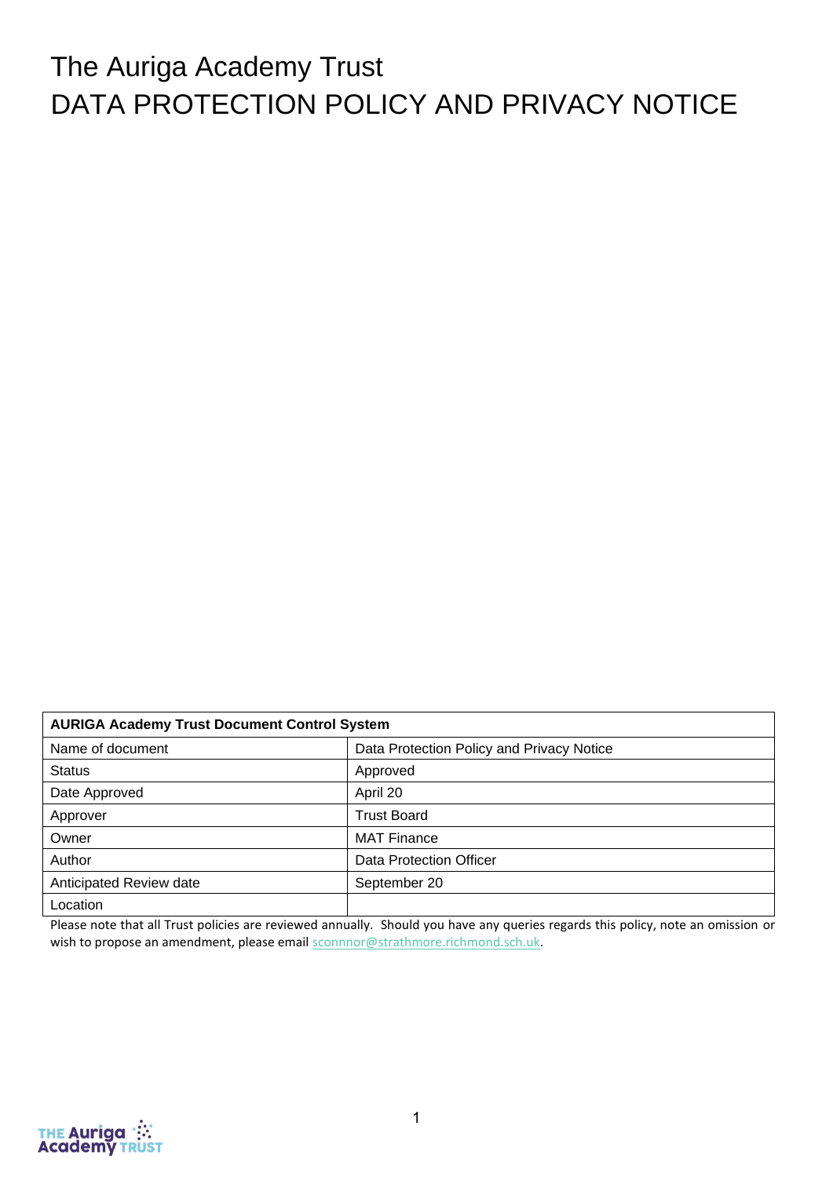# The Auriga Academy Trust
# DATA PROTECTION POLICY AND PRIVACY NOTICE

| AURIGA Academy Trust Document Control System | |
|---|---|
| Name of document | Data Protection Policy and Privacy Notice |
| Status | Approved |
| Date Approved | April 20 |
| Approver | Trust Board |
| Owner | MAT Finance |
| Author | Data Protection Officer |
| Anticipated Review date | September 20 |
| Location | |

Please note that all Trust policies are reviewed annually. Should you have any queries regards this policy, note an omission or wish to propose an amendment, please email sconnnor@strathmore.richmond.sch.uk.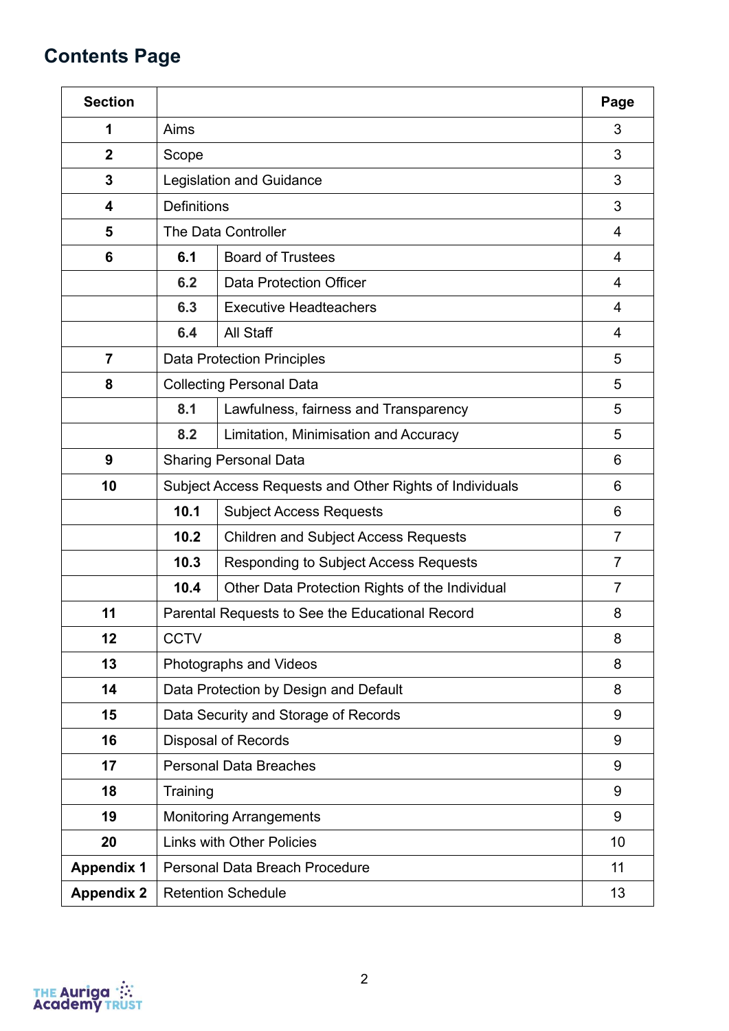## Contents Page

| Section | | | Page |
|---|---|---|---|
| **1** | Aims | | 3 |
| **2** | Scope | | 3 |
| **3** | Legislation and Guidance | | 3 |
| **4** | Definitions | | 3 |
| **5** | The Data Controller | | 4 |
| **6** | **6.1** | Board of Trustees | 4 |
| | **6.2** | Data Protection Officer | 4 |
| | **6.3** | Executive Headteachers | 4 |
| | **6.4** | All Staff | 4 |
| **7** | Data Protection Principles | | 5 |
| **8** | Collecting Personal Data | | 5 |
| | **8.1** | Lawfulness, fairness and Transparency | 5 |
| | **8.2** | Limitation, Minimisation and Accuracy | 5 |
| **9** | Sharing Personal Data | | 6 |
| **10** | Subject Access Requests and Other Rights of Individuals | | 6 |
| | **10.1** | Subject Access Requests | 6 |
| | **10.2** | Children and Subject Access Requests | 7 |
| | **10.3** | Responding to Subject Access Requests | 7 |
| | **10.4** | Other Data Protection Rights of the Individual | 7 |
| **11** | Parental Requests to See the Educational Record | | 8 |
| **12** | CCTV | | 8 |
| **13** | Photographs and Videos | | 8 |
| **14** | Data Protection by Design and Default | | 8 |
| **15** | Data Security and Storage of Records | | 9 |
| **16** | Disposal of Records | | 9 |
| **17** | Personal Data Breaches | | 9 |
| **18** | Training | | 9 |
| **19** | Monitoring Arrangements | | 9 |
| **20** | Links with Other Policies | | 10 |
| **Appendix 1** | Personal Data Breach Procedure | | 11 |
| **Appendix 2** | Retention Schedule | | 13 |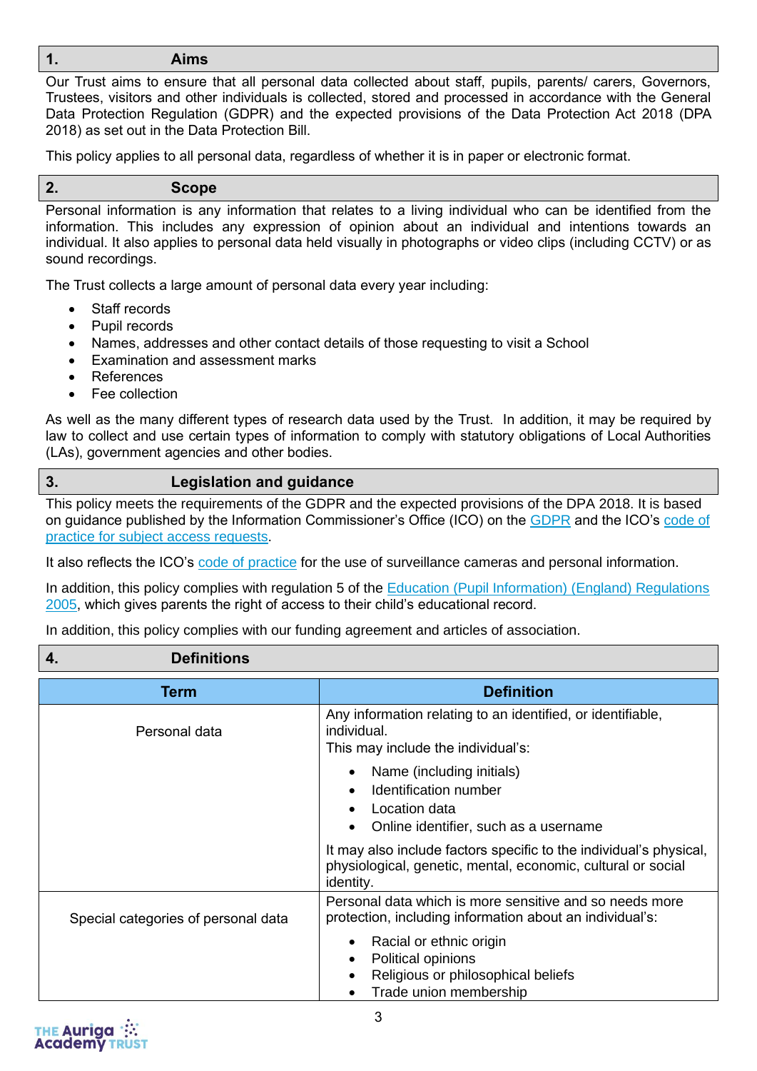## 1. Aims

Our Trust aims to ensure that all personal data collected about staff, pupils, parents/ carers, Governors, Trustees, visitors and other individuals is collected, stored and processed in accordance with the General Data Protection Regulation (GDPR) and the expected provisions of the Data Protection Act 2018 (DPA 2018) as set out in the Data Protection Bill.

This policy applies to all personal data, regardless of whether it is in paper or electronic format.

## 2. Scope

Personal information is any information that relates to a living individual who can be identified from the information. This includes any expression of opinion about an individual and intentions towards an individual. It also applies to personal data held visually in photographs or video clips (including CCTV) or as sound recordings.

The Trust collects a large amount of personal data every year including:

- Staff records
- Pupil records
- Names, addresses and other contact details of those requesting to visit a School
- Examination and assessment marks
- References
- Fee collection

As well as the many different types of research data used by the Trust. In addition, it may be required by law to collect and use certain types of information to comply with statutory obligations of Local Authorities (LAs), government agencies and other bodies.

## 3. Legislation and guidance

This policy meets the requirements of the GDPR and the expected provisions of the DPA 2018. It is based on guidance published by the Information Commissioner's Office (ICO) on the GDPR and the ICO's code of practice for subject access requests.

It also reflects the ICO's code of practice for the use of surveillance cameras and personal information.

In addition, this policy complies with regulation 5 of the Education (Pupil Information) (England) Regulations 2005, which gives parents the right of access to their child's educational record.

In addition, this policy complies with our funding agreement and articles of association.

## 4. Definitions

| Term | Definition |
|---|---|
| Personal data | Any information relating to an identified, or identifiable, individual.<br>This may include the individual's:<br>• Name (including initials)<br>• Identification number<br>• Location data<br>• Online identifier, such as a username<br><br>It may also include factors specific to the individual's physical, physiological, genetic, mental, economic, cultural or social identity. |
| Special categories of personal data | Personal data which is more sensitive and so needs more protection, including information about an individual's:<br>• Racial or ethnic origin<br>• Political opinions<br>• Religious or philosophical beliefs<br>• Trade union membership |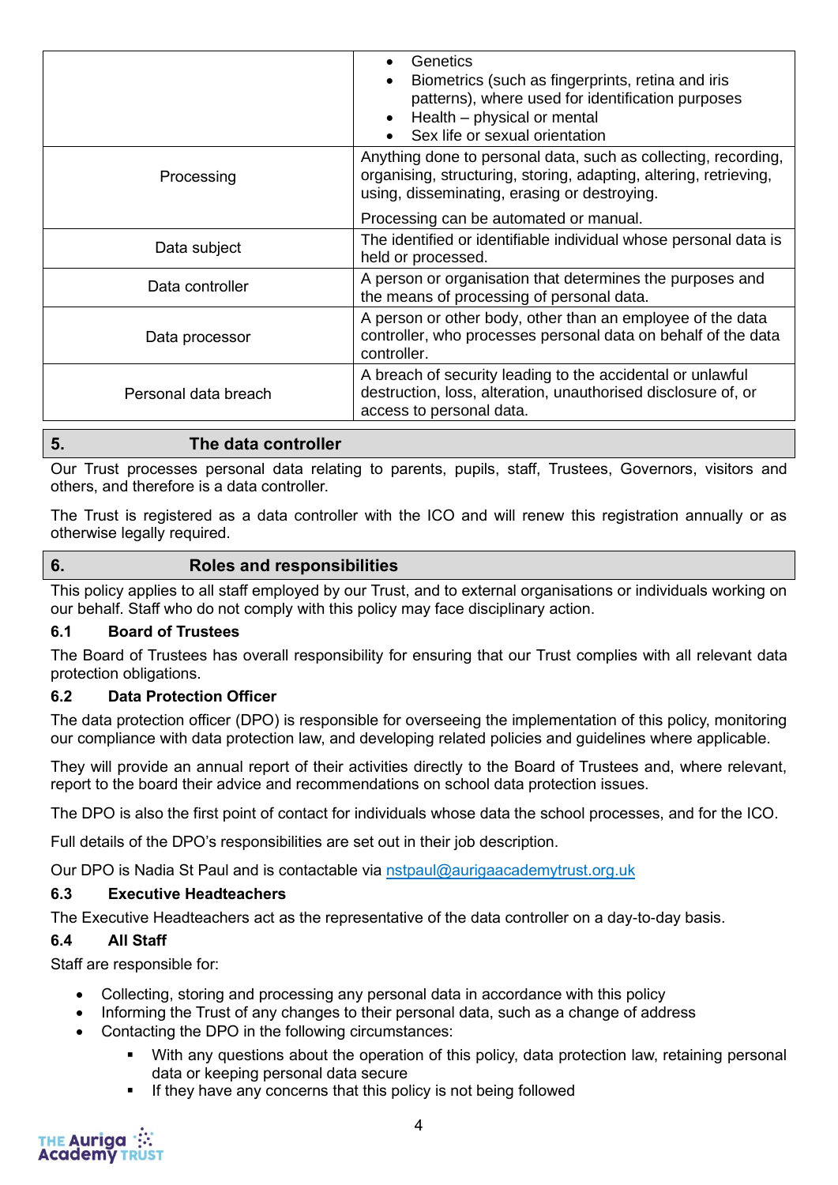| | |
|---|---|
| | • Genetics<br>• Biometrics (such as fingerprints, retina and iris patterns), where used for identification purposes<br>• Health – physical or mental<br>• Sex life or sexual orientation |
| Processing | Anything done to personal data, such as collecting, recording, organising, structuring, storing, adapting, altering, retrieving, using, disseminating, erasing or destroying.<br><br>Processing can be automated or manual. |
| Data subject | The identified or identifiable individual whose personal data is held or processed. |
| Data controller | A person or organisation that determines the purposes and the means of processing of personal data. |
| Data processor | A person or other body, other than an employee of the data controller, who processes personal data on behalf of the data controller. |
| Personal data breach | A breach of security leading to the accidental or unlawful destruction, loss, alteration, unauthorised disclosure of, or access to personal data. |

## 5. The data controller

Our Trust processes personal data relating to parents, pupils, staff, Trustees, Governors, visitors and others, and therefore is a data controller.

The Trust is registered as a data controller with the ICO and will renew this registration annually or as otherwise legally required.

## 6. Roles and responsibilities

This policy applies to all staff employed by our Trust, and to external organisations or individuals working on our behalf. Staff who do not comply with this policy may face disciplinary action.

### 6.1 Board of Trustees

The Board of Trustees has overall responsibility for ensuring that our Trust complies with all relevant data protection obligations.

### 6.2 Data Protection Officer

The data protection officer (DPO) is responsible for overseeing the implementation of this policy, monitoring our compliance with data protection law, and developing related policies and guidelines where applicable.

They will provide an annual report of their activities directly to the Board of Trustees and, where relevant, report to the board their advice and recommendations on school data protection issues.

The DPO is also the first point of contact for individuals whose data the school processes, and for the ICO.

Full details of the DPO's responsibilities are set out in their job description.

Our DPO is Nadia St Paul and is contactable via nstpaul@aurigaacademytrust.org.uk

### 6.3 Executive Headteachers

The Executive Headteachers act as the representative of the data controller on a day-to-day basis.

### 6.4 All Staff

Staff are responsible for:

- Collecting, storing and processing any personal data in accordance with this policy
- Informing the Trust of any changes to their personal data, such as a change of address
- Contacting the DPO in the following circumstances:
  - With any questions about the operation of this policy, data protection law, retaining personal data or keeping personal data secure
  - If they have any concerns that this policy is not being followed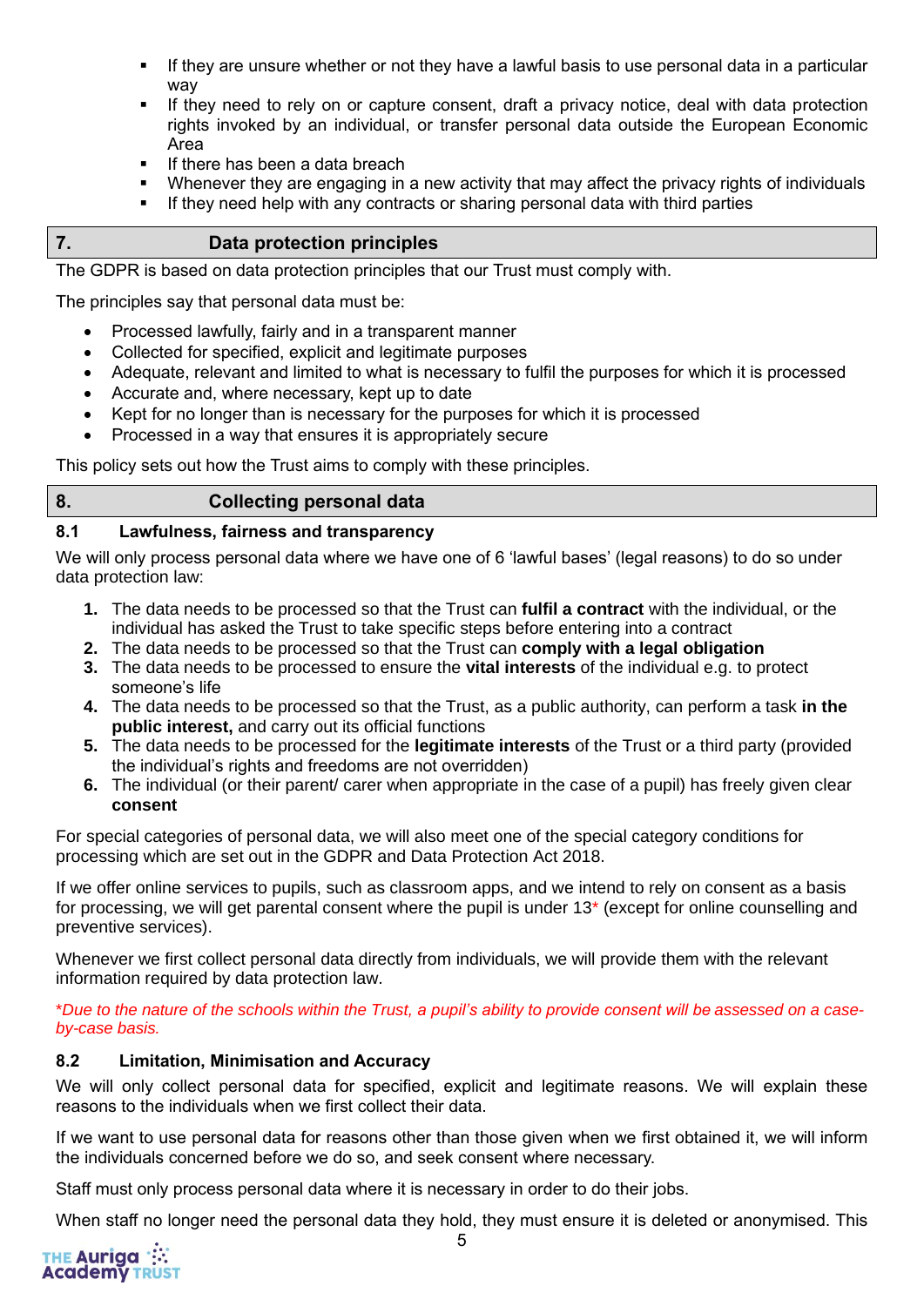- If they are unsure whether or not they have a lawful basis to use personal data in a particular way
- If they need to rely on or capture consent, draft a privacy notice, deal with data protection rights invoked by an individual, or transfer personal data outside the European Economic Area
- If there has been a data breach
- Whenever they are engaging in a new activity that may affect the privacy rights of individuals
- If they need help with any contracts or sharing personal data with third parties

## 7. Data protection principles

The GDPR is based on data protection principles that our Trust must comply with.

The principles say that personal data must be:

- Processed lawfully, fairly and in a transparent manner
- Collected for specified, explicit and legitimate purposes
- Adequate, relevant and limited to what is necessary to fulfil the purposes for which it is processed
- Accurate and, where necessary, kept up to date
- Kept for no longer than is necessary for the purposes for which it is processed
- Processed in a way that ensures it is appropriately secure

This policy sets out how the Trust aims to comply with these principles.

## 8. Collecting personal data

### 8.1 Lawfulness, fairness and transparency

We will only process personal data where we have one of 6 'lawful bases' (legal reasons) to do so under data protection law:

1. The data needs to be processed so that the Trust can **fulfil a contract** with the individual, or the individual has asked the Trust to take specific steps before entering into a contract
2. The data needs to be processed so that the Trust can **comply with a legal obligation**
3. The data needs to be processed to ensure the **vital interests** of the individual e.g. to protect someone's life
4. The data needs to be processed so that the Trust, as a public authority, can perform a task **in the public interest,** and carry out its official functions
5. The data needs to be processed for the **legitimate interests** of the Trust or a third party (provided the individual's rights and freedoms are not overridden)
6. The individual (or their parent/ carer when appropriate in the case of a pupil) has freely given clear **consent**

For special categories of personal data, we will also meet one of the special category conditions for processing which are set out in the GDPR and Data Protection Act 2018.

If we offer online services to pupils, such as classroom apps, and we intend to rely on consent as a basis for processing, we will get parental consent where the pupil is under 13* (except for online counselling and preventive services).

Whenever we first collect personal data directly from individuals, we will provide them with the relevant information required by data protection law.

*\*Due to the nature of the schools within the Trust, a pupil's ability to provide consent will be assessed on a case-by-case basis.*

### 8.2 Limitation, Minimisation and Accuracy

We will only collect personal data for specified, explicit and legitimate reasons. We will explain these reasons to the individuals when we first collect their data.

If we want to use personal data for reasons other than those given when we first obtained it, we will inform the individuals concerned before we do so, and seek consent where necessary.

Staff must only process personal data where it is necessary in order to do their jobs.

When staff no longer need the personal data they hold, they must ensure it is deleted or anonymised. This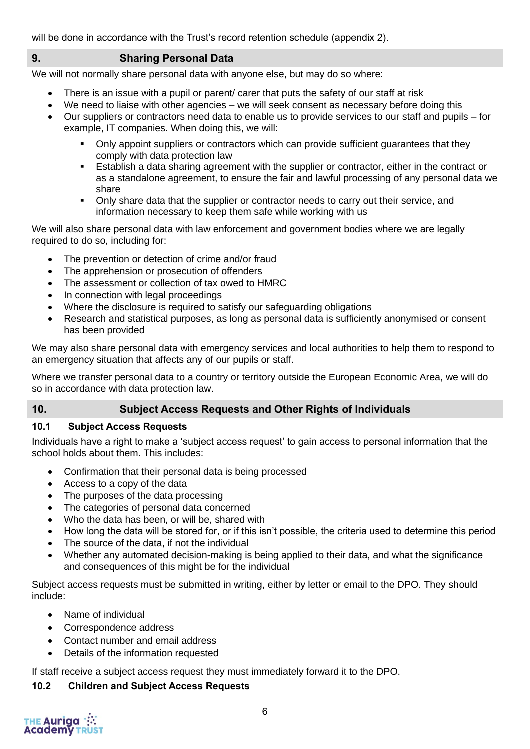will be done in accordance with the Trust's record retention schedule (appendix 2).

## 9. Sharing Personal Data

We will not normally share personal data with anyone else, but may do so where:

- There is an issue with a pupil or parent/ carer that puts the safety of our staff at risk
- We need to liaise with other agencies – we will seek consent as necessary before doing this
- Our suppliers or contractors need data to enable us to provide services to our staff and pupils – for example, IT companies. When doing this, we will:
    - Only appoint suppliers or contractors which can provide sufficient guarantees that they comply with data protection law
    - Establish a data sharing agreement with the supplier or contractor, either in the contract or as a standalone agreement, to ensure the fair and lawful processing of any personal data we share
    - Only share data that the supplier or contractor needs to carry out their service, and information necessary to keep them safe while working with us

We will also share personal data with law enforcement and government bodies where we are legally required to do so, including for:

- The prevention or detection of crime and/or fraud
- The apprehension or prosecution of offenders
- The assessment or collection of tax owed to HMRC
- In connection with legal proceedings
- Where the disclosure is required to satisfy our safeguarding obligations
- Research and statistical purposes, as long as personal data is sufficiently anonymised or consent has been provided

We may also share personal data with emergency services and local authorities to help them to respond to an emergency situation that affects any of our pupils or staff.

Where we transfer personal data to a country or territory outside the European Economic Area, we will do so in accordance with data protection law.

## 10. Subject Access Requests and Other Rights of Individuals

### 10.1 Subject Access Requests

Individuals have a right to make a 'subject access request' to gain access to personal information that the school holds about them. This includes:

- Confirmation that their personal data is being processed
- Access to a copy of the data
- The purposes of the data processing
- The categories of personal data concerned
- Who the data has been, or will be, shared with
- How long the data will be stored for, or if this isn't possible, the criteria used to determine this period
- The source of the data, if not the individual
- Whether any automated decision-making is being applied to their data, and what the significance and consequences of this might be for the individual

Subject access requests must be submitted in writing, either by letter or email to the DPO. They should include:

- Name of individual
- Correspondence address
- Contact number and email address
- Details of the information requested

If staff receive a subject access request they must immediately forward it to the DPO.

### 10.2 Children and Subject Access Requests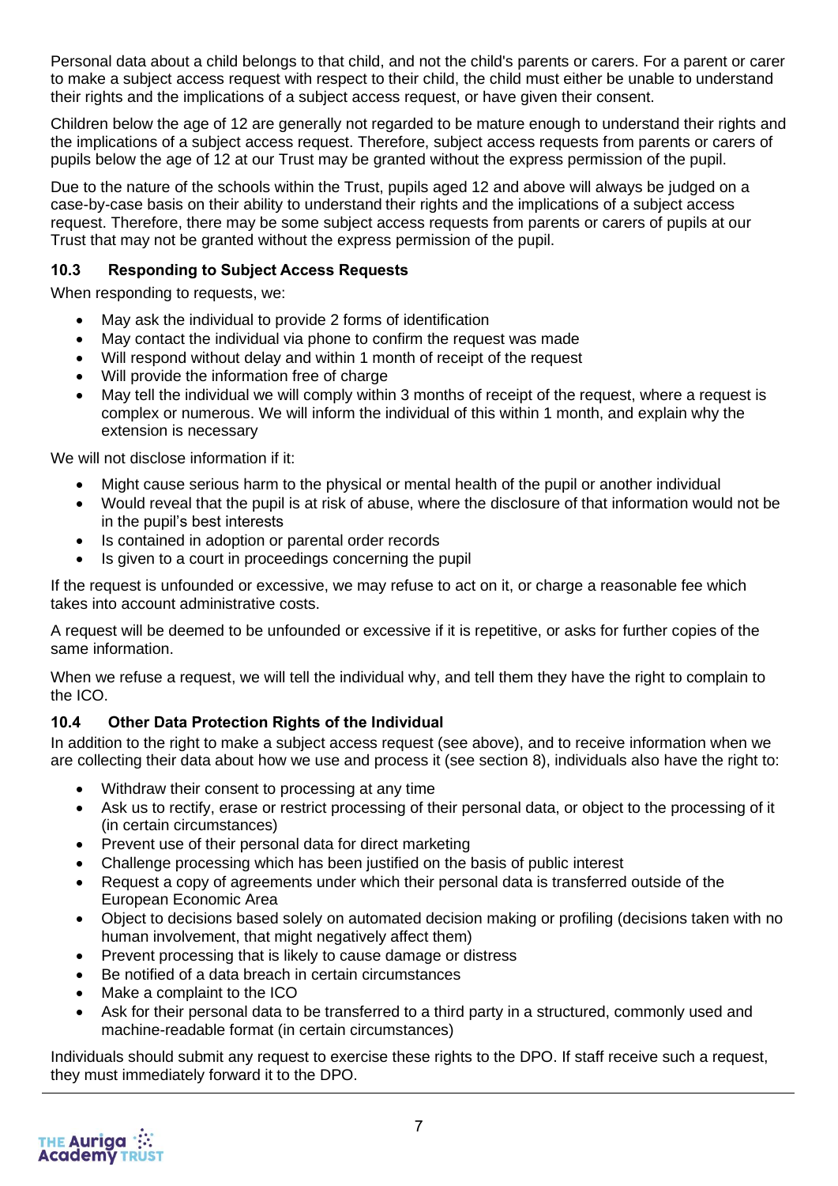Personal data about a child belongs to that child, and not the child's parents or carers. For a parent or carer to make a subject access request with respect to their child, the child must either be unable to understand their rights and the implications of a subject access request, or have given their consent.

Children below the age of 12 are generally not regarded to be mature enough to understand their rights and the implications of a subject access request. Therefore, subject access requests from parents or carers of pupils below the age of 12 at our Trust may be granted without the express permission of the pupil.

Due to the nature of the schools within the Trust, pupils aged 12 and above will always be judged on a case-by-case basis on their ability to understand their rights and the implications of a subject access request. Therefore, there may be some subject access requests from parents or carers of pupils at our Trust that may not be granted without the express permission of the pupil.

### 10.3 Responding to Subject Access Requests

When responding to requests, we:

- May ask the individual to provide 2 forms of identification
- May contact the individual via phone to confirm the request was made
- Will respond without delay and within 1 month of receipt of the request
- Will provide the information free of charge
- May tell the individual we will comply within 3 months of receipt of the request, where a request is complex or numerous. We will inform the individual of this within 1 month, and explain why the extension is necessary

We will not disclose information if it:

- Might cause serious harm to the physical or mental health of the pupil or another individual
- Would reveal that the pupil is at risk of abuse, where the disclosure of that information would not be in the pupil's best interests
- Is contained in adoption or parental order records
- Is given to a court in proceedings concerning the pupil

If the request is unfounded or excessive, we may refuse to act on it, or charge a reasonable fee which takes into account administrative costs.

A request will be deemed to be unfounded or excessive if it is repetitive, or asks for further copies of the same information.

When we refuse a request, we will tell the individual why, and tell them they have the right to complain to the ICO.

### 10.4 Other Data Protection Rights of the Individual

In addition to the right to make a subject access request (see above), and to receive information when we are collecting their data about how we use and process it (see section 8), individuals also have the right to:

- Withdraw their consent to processing at any time
- Ask us to rectify, erase or restrict processing of their personal data, or object to the processing of it (in certain circumstances)
- Prevent use of their personal data for direct marketing
- Challenge processing which has been justified on the basis of public interest
- Request a copy of agreements under which their personal data is transferred outside of the European Economic Area
- Object to decisions based solely on automated decision making or profiling (decisions taken with no human involvement, that might negatively affect them)
- Prevent processing that is likely to cause damage or distress
- Be notified of a data breach in certain circumstances
- Make a complaint to the ICO
- Ask for their personal data to be transferred to a third party in a structured, commonly used and machine-readable format (in certain circumstances)

Individuals should submit any request to exercise these rights to the DPO. If staff receive such a request, they must immediately forward it to the DPO.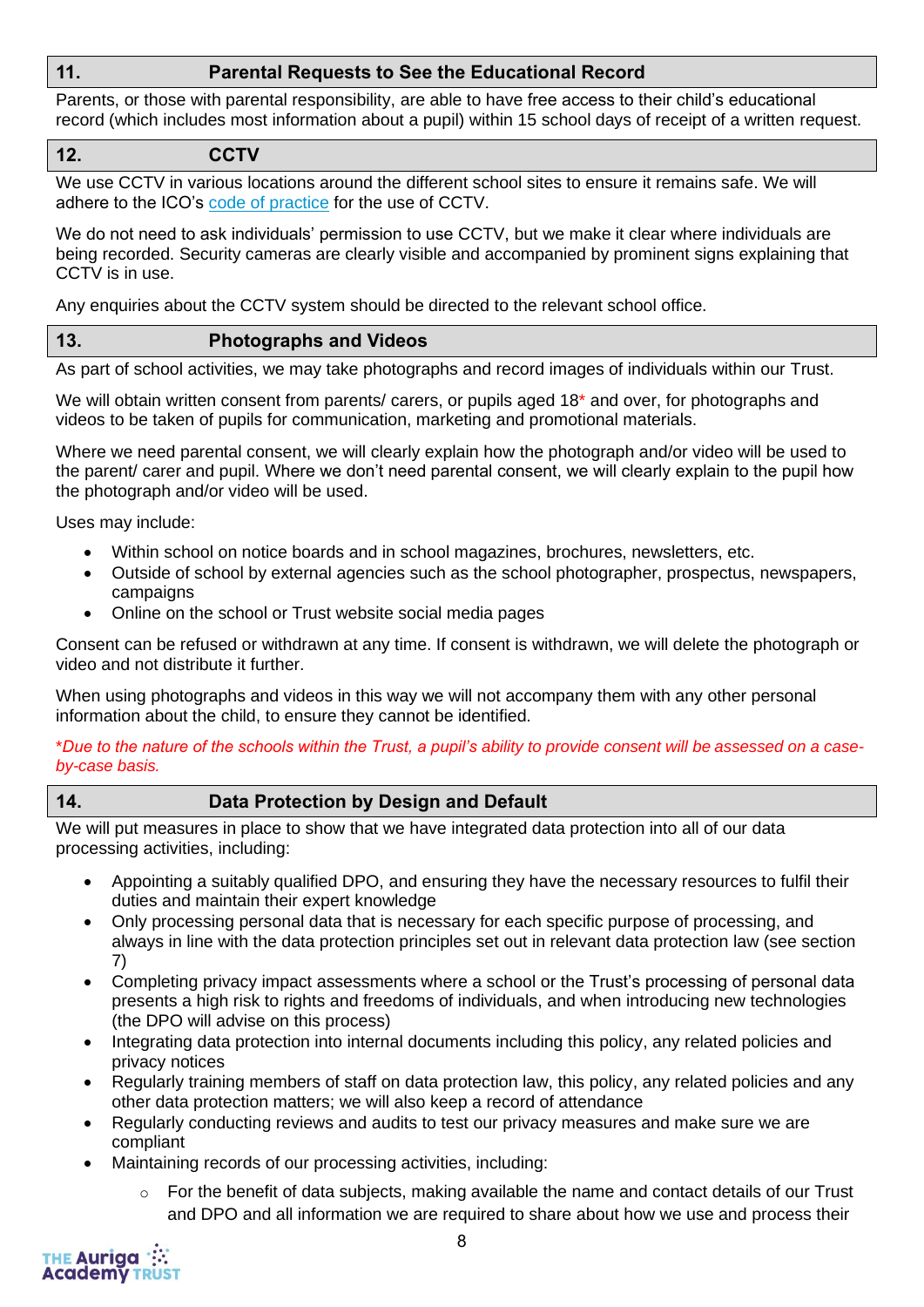## 11. Parental Requests to See the Educational Record

Parents, or those with parental responsibility, are able to have free access to their child's educational record (which includes most information about a pupil) within 15 school days of receipt of a written request.

## 12. CCTV

We use CCTV in various locations around the different school sites to ensure it remains safe. We will adhere to the ICO's code of practice for the use of CCTV.

We do not need to ask individuals' permission to use CCTV, but we make it clear where individuals are being recorded. Security cameras are clearly visible and accompanied by prominent signs explaining that CCTV is in use.

Any enquiries about the CCTV system should be directed to the relevant school office.

## 13. Photographs and Videos

As part of school activities, we may take photographs and record images of individuals within our Trust.

We will obtain written consent from parents/ carers, or pupils aged 18* and over, for photographs and videos to be taken of pupils for communication, marketing and promotional materials.

Where we need parental consent, we will clearly explain how the photograph and/or video will be used to the parent/ carer and pupil. Where we don't need parental consent, we will clearly explain to the pupil how the photograph and/or video will be used.

Uses may include:

- Within school on notice boards and in school magazines, brochures, newsletters, etc.
- Outside of school by external agencies such as the school photographer, prospectus, newspapers, campaigns
- Online on the school or Trust website social media pages

Consent can be refused or withdrawn at any time. If consent is withdrawn, we will delete the photograph or video and not distribute it further.

When using photographs and videos in this way we will not accompany them with any other personal information about the child, to ensure they cannot be identified.

*\*Due to the nature of the schools within the Trust, a pupil's ability to provide consent will be assessed on a case-by-case basis.*

## 14. Data Protection by Design and Default

We will put measures in place to show that we have integrated data protection into all of our data processing activities, including:

- Appointing a suitably qualified DPO, and ensuring they have the necessary resources to fulfil their duties and maintain their expert knowledge
- Only processing personal data that is necessary for each specific purpose of processing, and always in line with the data protection principles set out in relevant data protection law (see section 7)
- Completing privacy impact assessments where a school or the Trust's processing of personal data presents a high risk to rights and freedoms of individuals, and when introducing new technologies (the DPO will advise on this process)
- Integrating data protection into internal documents including this policy, any related policies and privacy notices
- Regularly training members of staff on data protection law, this policy, any related policies and any other data protection matters; we will also keep a record of attendance
- Regularly conducting reviews and audits to test our privacy measures and make sure we are compliant
- Maintaining records of our processing activities, including:
    - For the benefit of data subjects, making available the name and contact details of our Trust and DPO and all information we are required to share about how we use and process their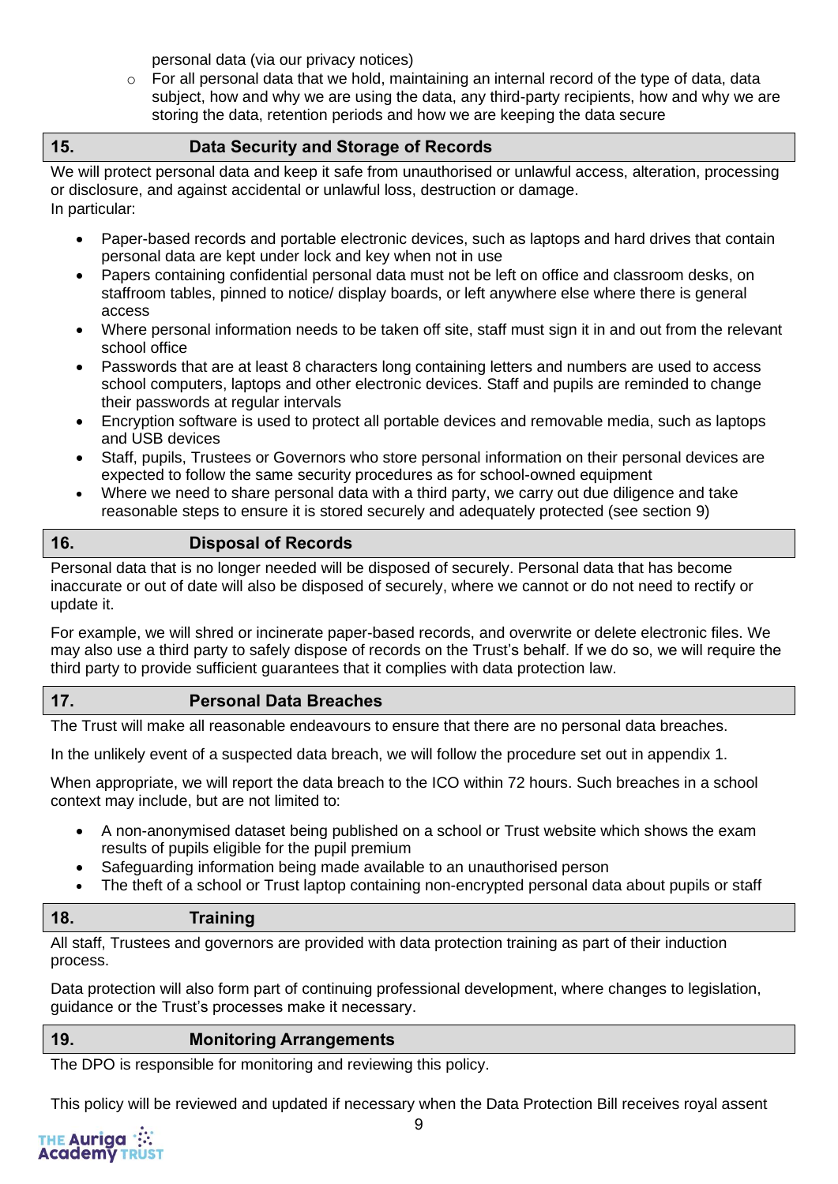personal data (via our privacy notices)

  - For all personal data that we hold, maintaining an internal record of the type of data, data subject, how and why we are using the data, any third-party recipients, how and why we are storing the data, retention periods and how we are keeping the data secure

## 15. Data Security and Storage of Records

We will protect personal data and keep it safe from unauthorised or unlawful access, alteration, processing or disclosure, and against accidental or unlawful loss, destruction or damage.
In particular:

- Paper-based records and portable electronic devices, such as laptops and hard drives that contain personal data are kept under lock and key when not in use
- Papers containing confidential personal data must not be left on office and classroom desks, on staffroom tables, pinned to notice/ display boards, or left anywhere else where there is general access
- Where personal information needs to be taken off site, staff must sign it in and out from the relevant school office
- Passwords that are at least 8 characters long containing letters and numbers are used to access school computers, laptops and other electronic devices. Staff and pupils are reminded to change their passwords at regular intervals
- Encryption software is used to protect all portable devices and removable media, such as laptops and USB devices
- Staff, pupils, Trustees or Governors who store personal information on their personal devices are expected to follow the same security procedures as for school-owned equipment
- Where we need to share personal data with a third party, we carry out due diligence and take reasonable steps to ensure it is stored securely and adequately protected (see section 9)

## 16. Disposal of Records

Personal data that is no longer needed will be disposed of securely. Personal data that has become inaccurate or out of date will also be disposed of securely, where we cannot or do not need to rectify or update it.

For example, we will shred or incinerate paper-based records, and overwrite or delete electronic files. We may also use a third party to safely dispose of records on the Trust's behalf. If we do so, we will require the third party to provide sufficient guarantees that it complies with data protection law.

## 17. Personal Data Breaches

The Trust will make all reasonable endeavours to ensure that there are no personal data breaches.

In the unlikely event of a suspected data breach, we will follow the procedure set out in appendix 1.

When appropriate, we will report the data breach to the ICO within 72 hours. Such breaches in a school context may include, but are not limited to:

- A non-anonymised dataset being published on a school or Trust website which shows the exam results of pupils eligible for the pupil premium
- Safeguarding information being made available to an unauthorised person
- The theft of a school or Trust laptop containing non-encrypted personal data about pupils or staff

## 18. Training

All staff, Trustees and governors are provided with data protection training as part of their induction process.

Data protection will also form part of continuing professional development, where changes to legislation, guidance or the Trust's processes make it necessary.

## 19. Monitoring Arrangements

The DPO is responsible for monitoring and reviewing this policy.

This policy will be reviewed and updated if necessary when the Data Protection Bill receives royal assent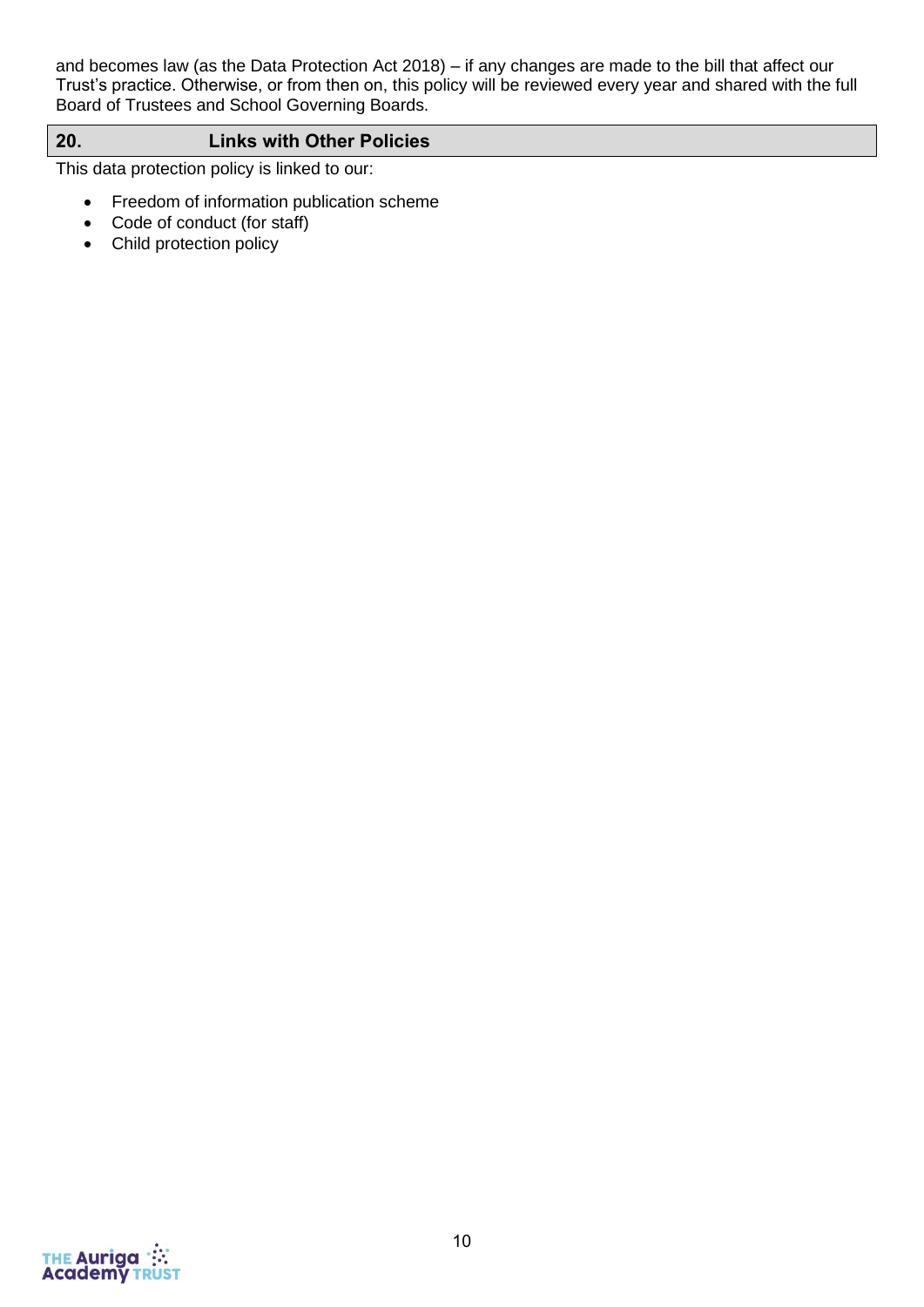and becomes law (as the Data Protection Act 2018) – if any changes are made to the bill that affect our Trust's practice. Otherwise, or from then on, this policy will be reviewed every year and shared with the full Board of Trustees and School Governing Boards.

## 20. Links with Other Policies

This data protection policy is linked to our:

- Freedom of information publication scheme
- Code of conduct (for staff)
- Child protection policy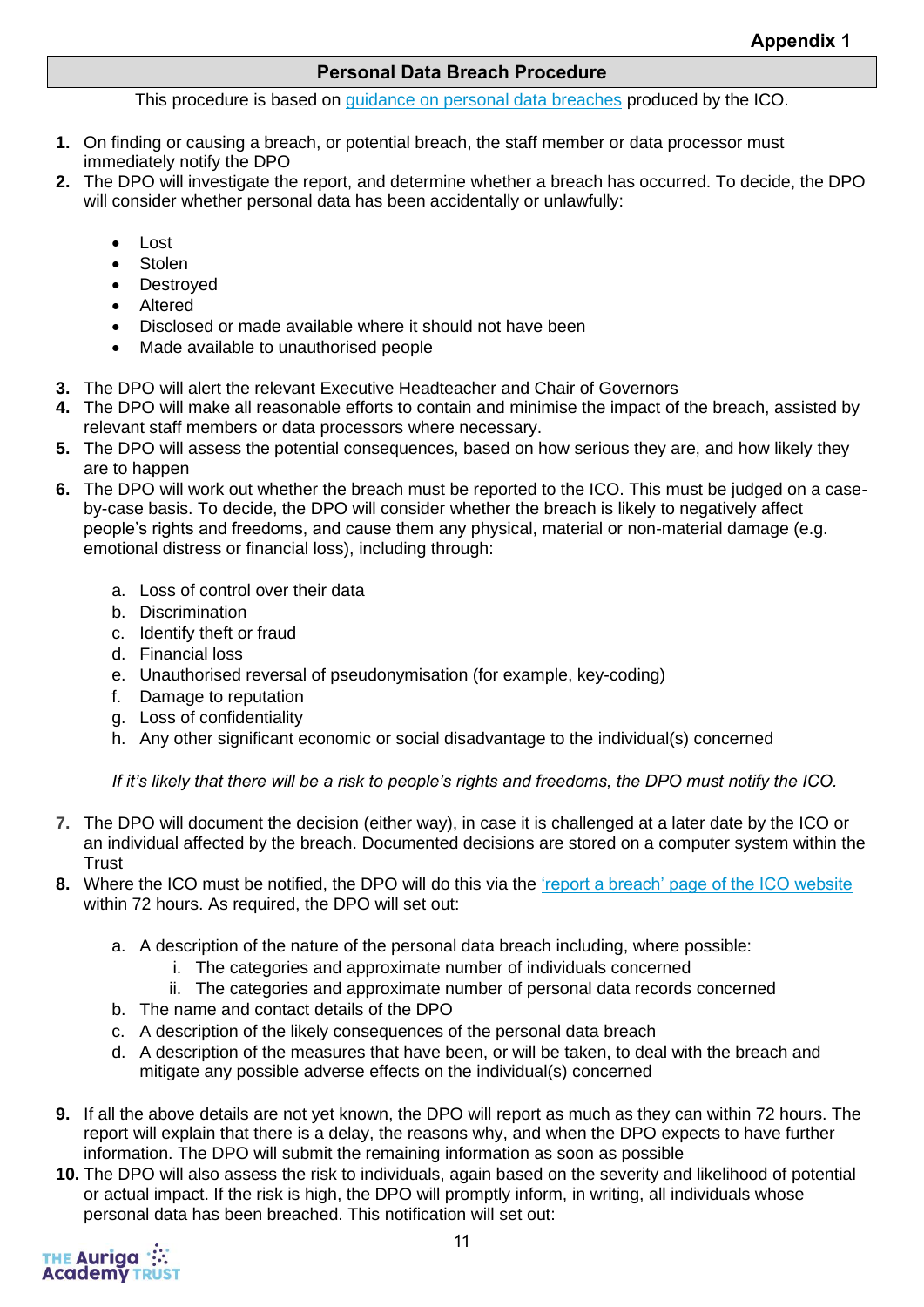**Appendix 1**

## Personal Data Breach Procedure

This procedure is based on [guidance on personal data breaches](#) produced by the ICO.

1. On finding or causing a breach, or potential breach, the staff member or data processor must immediately notify the DPO
2. The DPO will investigate the report, and determine whether a breach has occurred. To decide, the DPO will consider whether personal data has been accidentally or unlawfully:
   - Lost
   - Stolen
   - Destroyed
   - Altered
   - Disclosed or made available where it should not have been
   - Made available to unauthorised people
3. The DPO will alert the relevant Executive Headteacher and Chair of Governors
4. The DPO will make all reasonable efforts to contain and minimise the impact of the breach, assisted by relevant staff members or data processors where necessary.
5. The DPO will assess the potential consequences, based on how serious they are, and how likely they are to happen
6. The DPO will work out whether the breach must be reported to the ICO. This must be judged on a case-by-case basis. To decide, the DPO will consider whether the breach is likely to negatively affect people's rights and freedoms, and cause them any physical, material or non-material damage (e.g. emotional distress or financial loss), including through:

   a. Loss of control over their data
   b. Discrimination
   c. Identify theft or fraud
   d. Financial loss
   e. Unauthorised reversal of pseudonymisation (for example, key-coding)
   f. Damage to reputation
   g. Loss of confidentiality
   h. Any other significant economic or social disadvantage to the individual(s) concerned

   *If it's likely that there will be a risk to people's rights and freedoms, the DPO must notify the ICO.*

7. The DPO will document the decision (either way), in case it is challenged at a later date by the ICO or an individual affected by the breach. Documented decisions are stored on a computer system within the Trust
8. Where the ICO must be notified, the DPO will do this via the ['report a breach' page of the ICO website](#) within 72 hours. As required, the DPO will set out:

   a. A description of the nature of the personal data breach including, where possible:
      i. The categories and approximate number of individuals concerned
      ii. The categories and approximate number of personal data records concerned
   b. The name and contact details of the DPO
   c. A description of the likely consequences of the personal data breach
   d. A description of the measures that have been, or will be taken, to deal with the breach and mitigate any possible adverse effects on the individual(s) concerned

9. If all the above details are not yet known, the DPO will report as much as they can within 72 hours. The report will explain that there is a delay, the reasons why, and when the DPO expects to have further information. The DPO will submit the remaining information as soon as possible
10. The DPO will also assess the risk to individuals, again based on the severity and likelihood of potential or actual impact. If the risk is high, the DPO will promptly inform, in writing, all individuals whose personal data has been breached. This notification will set out: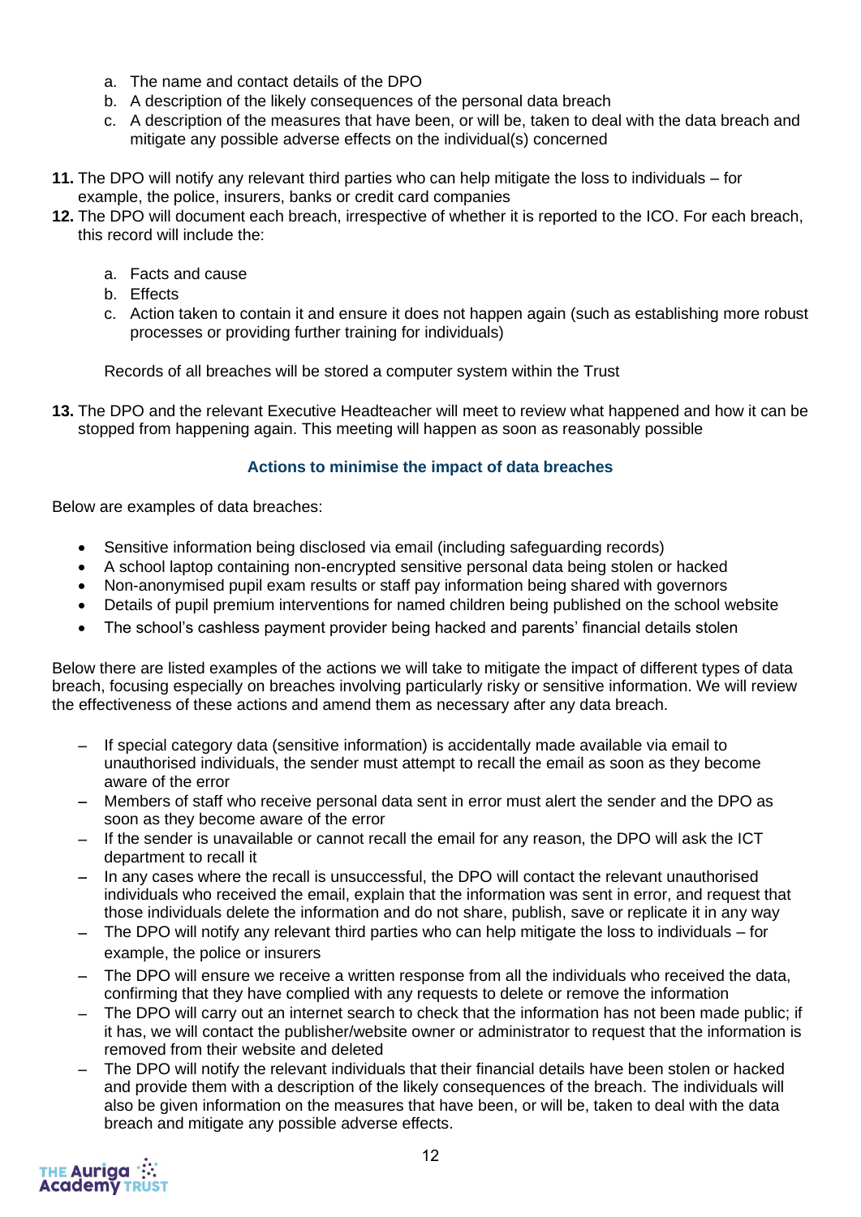a. The name and contact details of the DPO
   b. A description of the likely consequences of the personal data breach
   c. A description of the measures that have been, or will be, taken to deal with the data breach and mitigate any possible adverse effects on the individual(s) concerned

**11.** The DPO will notify any relevant third parties who can help mitigate the loss to individuals – for example, the police, insurers, banks or credit card companies

**12.** The DPO will document each breach, irrespective of whether it is reported to the ICO. For each breach, this record will include the:

   a. Facts and cause
   b. Effects
   c. Action taken to contain it and ensure it does not happen again (such as establishing more robust processes or providing further training for individuals)

   Records of all breaches will be stored a computer system within the Trust

**13.** The DPO and the relevant Executive Headteacher will meet to review what happened and how it can be stopped from happening again. This meeting will happen as soon as reasonably possible

### Actions to minimise the impact of data breaches

Below are examples of data breaches:

- Sensitive information being disclosed via email (including safeguarding records)
- A school laptop containing non-encrypted sensitive personal data being stolen or hacked
- Non-anonymised pupil exam results or staff pay information being shared with governors
- Details of pupil premium interventions for named children being published on the school website
- The school's cashless payment provider being hacked and parents' financial details stolen

Below there are listed examples of the actions we will take to mitigate the impact of different types of data breach, focusing especially on breaches involving particularly risky or sensitive information. We will review the effectiveness of these actions and amend them as necessary after any data breach.

- If special category data (sensitive information) is accidentally made available via email to unauthorised individuals, the sender must attempt to recall the email as soon as they become aware of the error
- Members of staff who receive personal data sent in error must alert the sender and the DPO as soon as they become aware of the error
- If the sender is unavailable or cannot recall the email for any reason, the DPO will ask the ICT department to recall it
- In any cases where the recall is unsuccessful, the DPO will contact the relevant unauthorised individuals who received the email, explain that the information was sent in error, and request that those individuals delete the information and do not share, publish, save or replicate it in any way
- The DPO will notify any relevant third parties who can help mitigate the loss to individuals – for example, the police or insurers
- The DPO will ensure we receive a written response from all the individuals who received the data, confirming that they have complied with any requests to delete or remove the information
- The DPO will carry out an internet search to check that the information has not been made public; if it has, we will contact the publisher/website owner or administrator to request that the information is removed from their website and deleted
- The DPO will notify the relevant individuals that their financial details have been stolen or hacked and provide them with a description of the likely consequences of the breach. The individuals will also be given information on the measures that have been, or will be, taken to deal with the data breach and mitigate any possible adverse effects.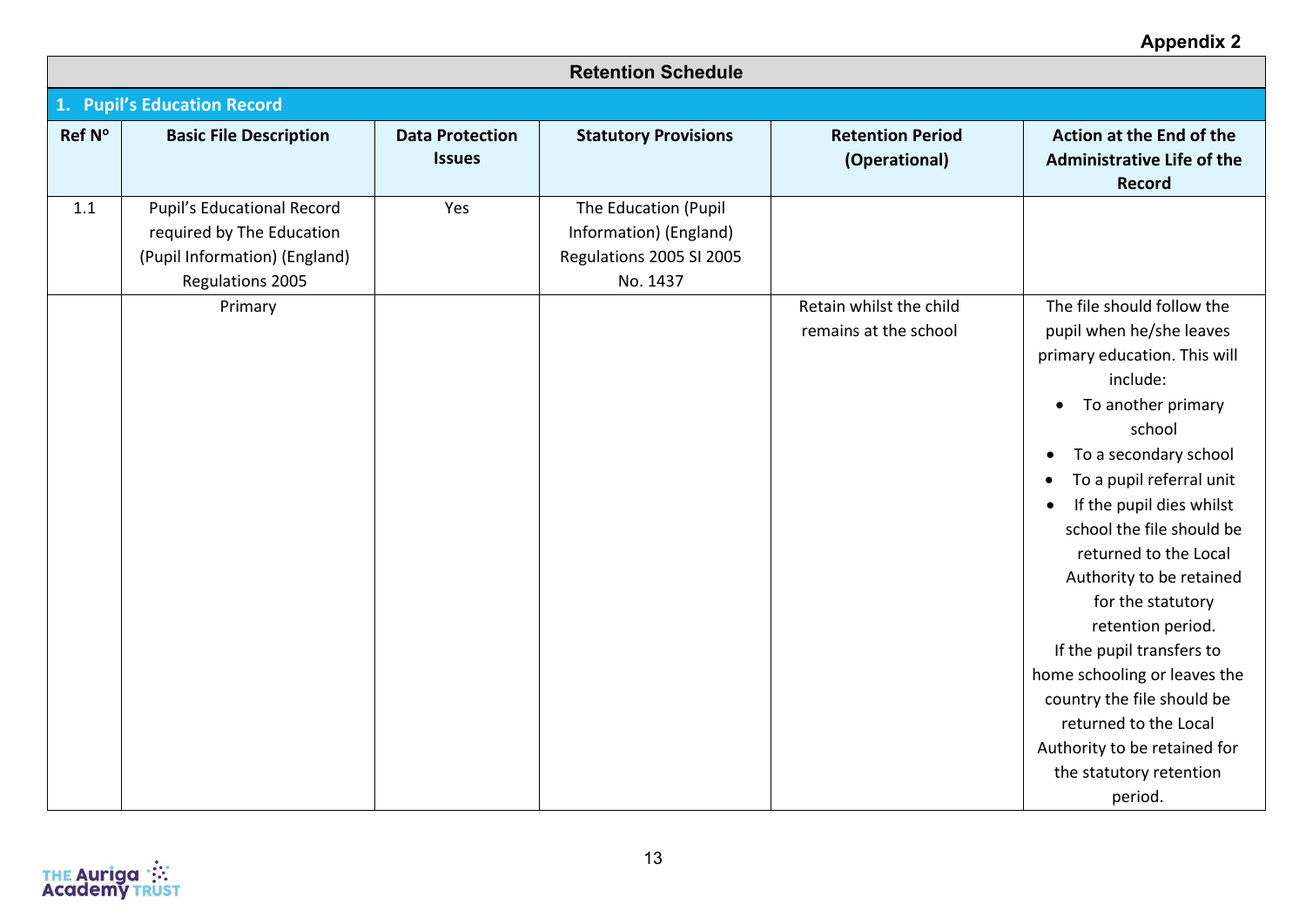Appendix 2

## Retention Schedule

### 1. Pupil's Education Record

| Ref Nº | Basic File Description | Data Protection Issues | Statutory Provisions | Retention Period (Operational) | Action at the End of the Administrative Life of the Record |
|---|---|---|---|---|---|
| 1.1 | Pupil's Educational Record required by The Education (Pupil Information) (England) Regulations 2005 | Yes | The Education (Pupil Information) (England) Regulations 2005 SI 2005 No. 1437 | | |
| | Primary | | | Retain whilst the child remains at the school | The file should follow the pupil when he/she leaves primary education. This will include: <br>• To another primary school <br>• To a secondary school <br>• To a pupil referral unit <br>• If the pupil dies whilst school the file should be returned to the Local Authority to be retained for the statutory retention period. <br>If the pupil transfers to home schooling or leaves the country the file should be returned to the Local Authority to be retained for the statutory retention period. |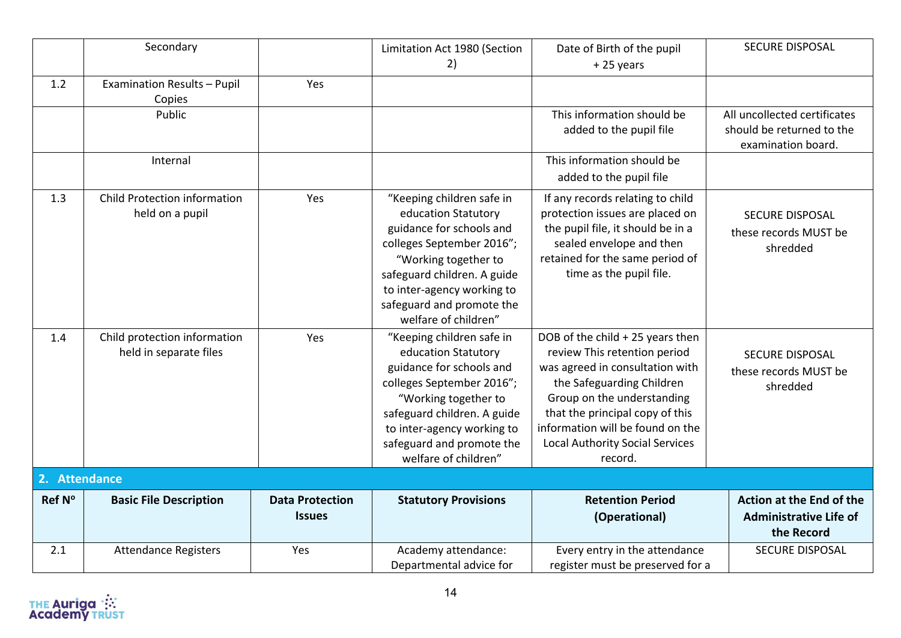| | Secondary | | Limitation Act 1980 (Section 2) | Date of Birth of the pupil + 25 years | SECURE DISPOSAL |
|---|---|---|---|---|---|
| 1.2 | Examination Results – Pupil Copies | Yes | | | |
| | Public | | | This information should be added to the pupil file | All uncollected certificates should be returned to the examination board. |
| | Internal | | | This information should be added to the pupil file | |
| 1.3 | Child Protection information held on a pupil | Yes | "Keeping children safe in education Statutory guidance for schools and colleges September 2016"; "Working together to safeguard children. A guide to inter-agency working to safeguard and promote the welfare of children" | If any records relating to child protection issues are placed on the pupil file, it should be in a sealed envelope and then retained for the same period of time as the pupil file. | SECURE DISPOSAL these records MUST be shredded |
| 1.4 | Child protection information held in separate files | Yes | "Keeping children safe in education Statutory guidance for schools and colleges September 2016"; "Working together to safeguard children. A guide to inter-agency working to safeguard and promote the welfare of children" | DOB of the child + 25 years then review This retention period was agreed in consultation with the Safeguarding Children Group on the understanding that the principal copy of this information will be found on the Local Authority Social Services record. | SECURE DISPOSAL these records MUST be shredded |

## 2. Attendance

| Ref Nº | Basic File Description | Data Protection Issues | Statutory Provisions | Retention Period (Operational) | Action at the End of the Administrative Life of the Record |
|---|---|---|---|---|---|
| 2.1 | Attendance Registers | Yes | Academy attendance: Departmental advice for | Every entry in the attendance register must be preserved for a | SECURE DISPOSAL |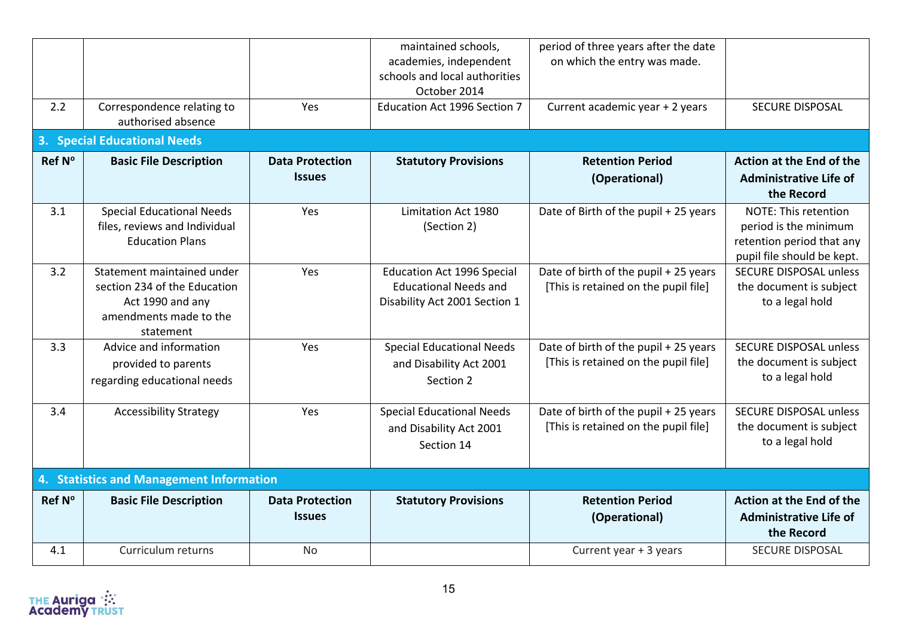| | | | maintained schools, academies, independent schools and local authorities October 2014 | period of three years after the date on which the entry was made. | |
|---|---|---|---|---|---|
| 2.2 | Correspondence relating to authorised absence | Yes | Education Act 1996 Section 7 | Current academic year + 2 years | SECURE DISPOSAL |

## 3. Special Educational Needs

| Ref Nº | Basic File Description | Data Protection Issues | Statutory Provisions | Retention Period (Operational) | Action at the End of the Administrative Life of the Record |
|---|---|---|---|---|---|
| 3.1 | Special Educational Needs files, reviews and Individual Education Plans | Yes | Limitation Act 1980 (Section 2) | Date of Birth of the pupil + 25 years | NOTE: This retention period is the minimum retention period that any pupil file should be kept. |
| 3.2 | Statement maintained under section 234 of the Education Act 1990 and any amendments made to the statement | Yes | Education Act 1996 Special Educational Needs and Disability Act 2001 Section 1 | Date of birth of the pupil + 25 years [This is retained on the pupil file] | SECURE DISPOSAL unless the document is subject to a legal hold |
| 3.3 | Advice and information provided to parents regarding educational needs | Yes | Special Educational Needs and Disability Act 2001 Section 2 | Date of birth of the pupil + 25 years [This is retained on the pupil file] | SECURE DISPOSAL unless the document is subject to a legal hold |
| 3.4 | Accessibility Strategy | Yes | Special Educational Needs and Disability Act 2001 Section 14 | Date of birth of the pupil + 25 years [This is retained on the pupil file] | SECURE DISPOSAL unless the document is subject to a legal hold |

## 4. Statistics and Management Information

| Ref Nº | Basic File Description | Data Protection Issues | Statutory Provisions | Retention Period (Operational) | Action at the End of the Administrative Life of the Record |
|---|---|---|---|---|---|
| 4.1 | Curriculum returns | No | | Current year + 3 years | SECURE DISPOSAL |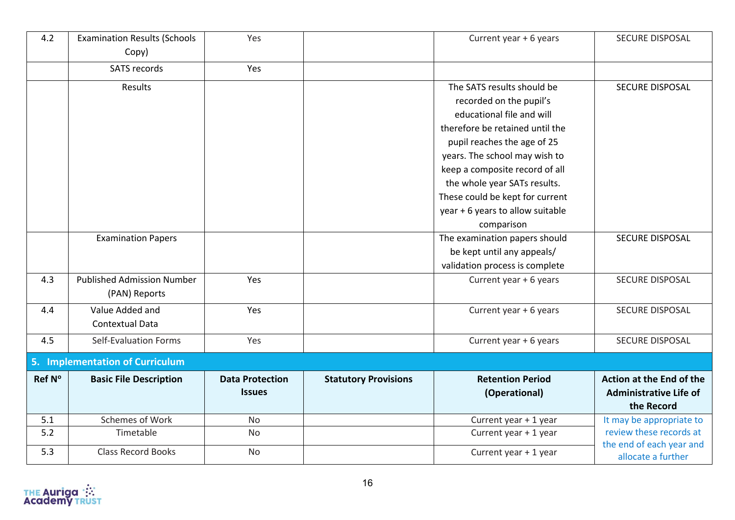| 4.2 | Examination Results (Schools Copy) | Yes | | Current year + 6 years | SECURE DISPOSAL |
|---|---|---|---|---|---|
| | SATS records | Yes | | | |
| | Results | | | The SATS results should be recorded on the pupil's educational file and will therefore be retained until the pupil reaches the age of 25 years. The school may wish to keep a composite record of all the whole year SATs results. These could be kept for current year + 6 years to allow suitable comparison | SECURE DISPOSAL |
| | Examination Papers | | | The examination papers should be kept until any appeals/ validation process is complete | SECURE DISPOSAL |
| 4.3 | Published Admission Number (PAN) Reports | Yes | | Current year + 6 years | SECURE DISPOSAL |
| 4.4 | Value Added and Contextual Data | Yes | | Current year + 6 years | SECURE DISPOSAL |
| 4.5 | Self-Evaluation Forms | Yes | | Current year + 6 years | SECURE DISPOSAL |

## 5. Implementation of Curriculum

| Ref Nº | Basic File Description | Data Protection Issues | Statutory Provisions | Retention Period (Operational) | Action at the End of the Administrative Life of the Record |
|---|---|---|---|---|---|
| 5.1 | Schemes of Work | No | | Current year + 1 year | It may be appropriate to review these records at the end of each year and allocate a further |
| 5.2 | Timetable | No | | Current year + 1 year | |
| 5.3 | Class Record Books | No | | Current year + 1 year | |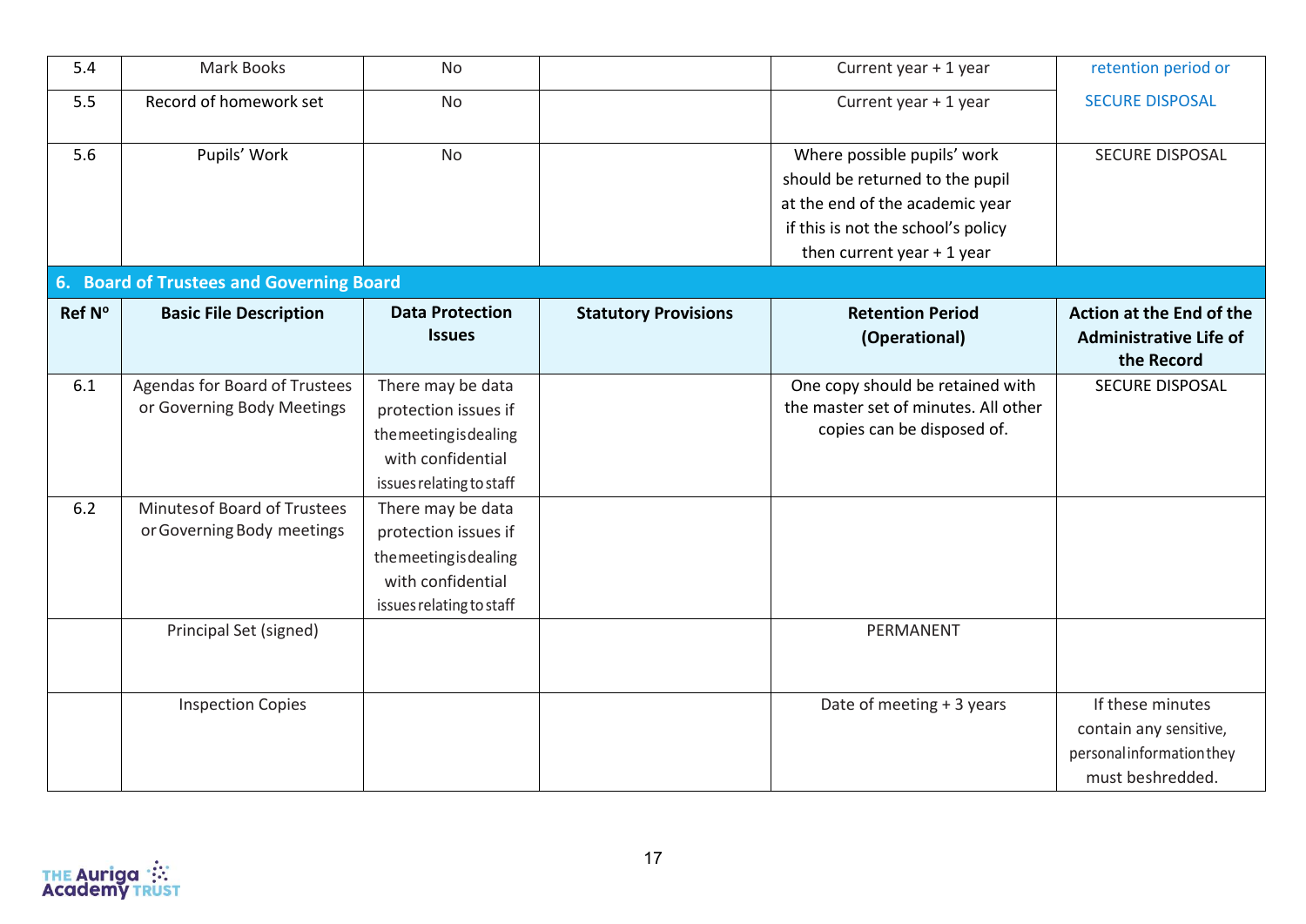| 5.4 | Mark Books | No | | Current year + 1 year | retention period or |
|---|---|---|---|---|---|
| 5.5 | Record of homework set | No | | Current year + 1 year | SECURE DISPOSAL |
| 5.6 | Pupils' Work | No | | Where possible pupils' work should be returned to the pupil at the end of the academic year if this is not the school's policy then current year + 1 year | SECURE DISPOSAL |

**6. Board of Trustees and Governing Board**

| Ref Nº | Basic File Description | Data Protection Issues | Statutory Provisions | Retention Period (Operational) | Action at the End of the Administrative Life of the Record |
|---|---|---|---|---|---|
| 6.1 | Agendas for Board of Trustees or Governing Body Meetings | There may be data protection issues if the meeting is dealing with confidential issues relating to staff | | One copy should be retained with the master set of minutes. All other copies can be disposed of. | SECURE DISPOSAL |
| 6.2 | Minutes of Board of Trustees or Governing Body meetings | There may be data protection issues if the meeting is dealing with confidential issues relating to staff | | | |
| | Principal Set (signed) | | | PERMANENT | |
| | Inspection Copies | | | Date of meeting + 3 years | If these minutes contain any sensitive, personal information they must be shredded. |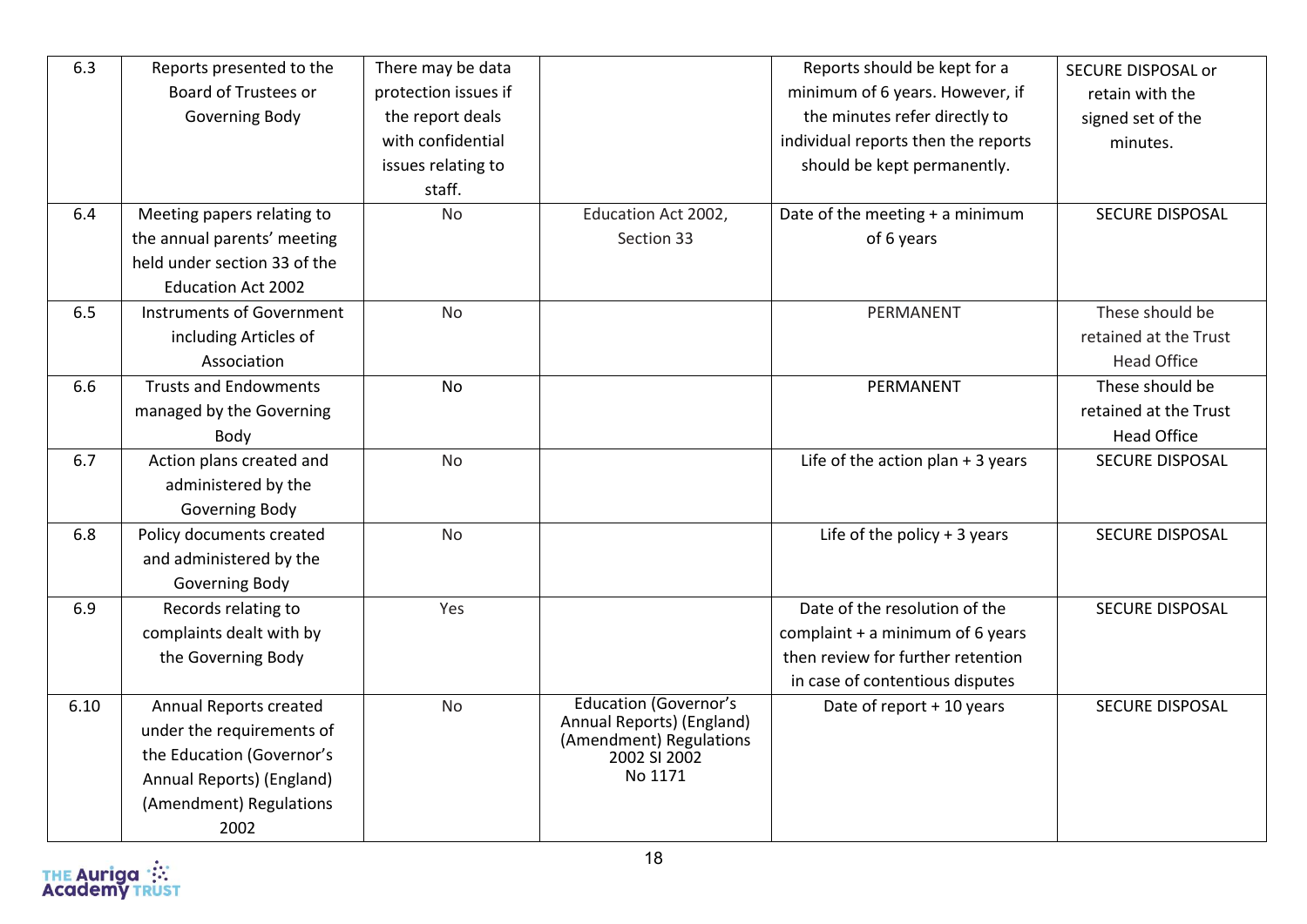| 6.3 | Reports presented to the Board of Trustees or Governing Body | There may be data protection issues if the report deals with confidential issues relating to staff. | | Reports should be kept for a minimum of 6 years. However, if the minutes refer directly to individual reports then the reports should be kept permanently. | SECURE DISPOSAL or retain with the signed set of the minutes. |
|---|---|---|---|---|---|
| 6.4 | Meeting papers relating to the annual parents' meeting held under section 33 of the Education Act 2002 | No | Education Act 2002, Section 33 | Date of the meeting + a minimum of 6 years | SECURE DISPOSAL |
| 6.5 | Instruments of Government including Articles of Association | No | | PERMANENT | These should be retained at the Trust Head Office |
| 6.6 | Trusts and Endowments managed by the Governing Body | No | | PERMANENT | These should be retained at the Trust Head Office |
| 6.7 | Action plans created and administered by the Governing Body | No | | Life of the action plan + 3 years | SECURE DISPOSAL |
| 6.8 | Policy documents created and administered by the Governing Body | No | | Life of the policy + 3 years | SECURE DISPOSAL |
| 6.9 | Records relating to complaints dealt with by the Governing Body | Yes | | Date of the resolution of the complaint + a minimum of 6 years then review for further retention in case of contentious disputes | SECURE DISPOSAL |
| 6.10 | Annual Reports created under the requirements of the Education (Governor's Annual Reports) (England) (Amendment) Regulations 2002 | No | Education (Governor's Annual Reports) (England) (Amendment) Regulations 2002 SI 2002 No 1171 | Date of report + 10 years | SECURE DISPOSAL |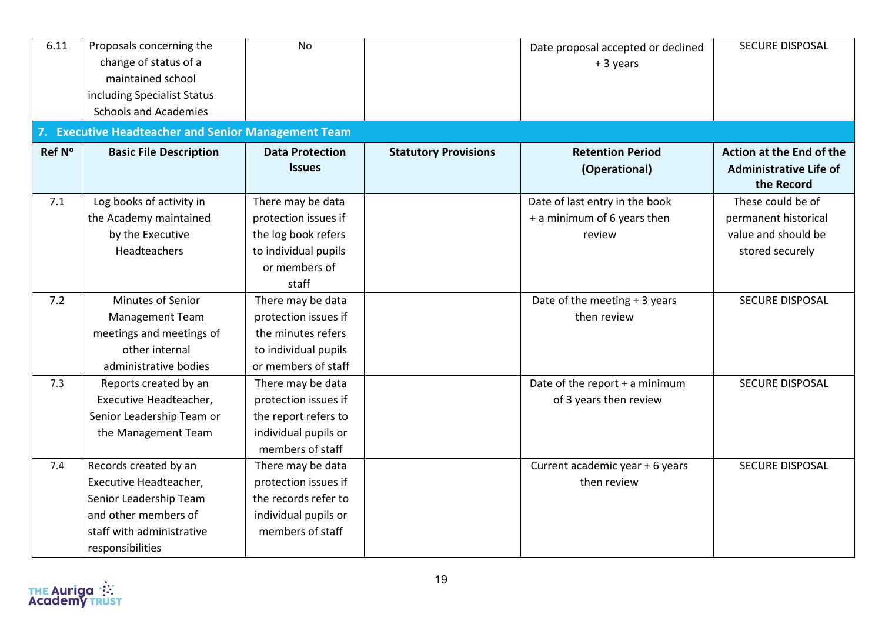| 6.11 | Proposals concerning the change of status of a maintained school including Specialist Status Schools and Academies | No | | Date proposal accepted or declined + 3 years | SECURE DISPOSAL |
|---|---|---|---|---|---|

## 7. Executive Headteacher and Senior Management Team

| Ref N° | Basic File Description | Data Protection Issues | Statutory Provisions | Retention Period (Operational) | Action at the End of the Administrative Life of the Record |
|---|---|---|---|---|---|
| 7.1 | Log books of activity in the Academy maintained by the Executive Headteachers | There may be data protection issues if the log book refers to individual pupils or members of staff | | Date of last entry in the book + a minimum of 6 years then review | These could be of permanent historical value and should be stored securely |
| 7.2 | Minutes of Senior Management Team meetings and meetings of other internal administrative bodies | There may be data protection issues if the minutes refers to individual pupils or members of staff | | Date of the meeting + 3 years then review | SECURE DISPOSAL |
| 7.3 | Reports created by an Executive Headteacher, Senior Leadership Team or the Management Team | There may be data protection issues if the report refers to individual pupils or members of staff | | Date of the report + a minimum of 3 years then review | SECURE DISPOSAL |
| 7.4 | Records created by an Executive Headteacher, Senior Leadership Team and other members of staff with administrative responsibilities | There may be data protection issues if the records refer to individual pupils or members of staff | | Current academic year + 6 years then review | SECURE DISPOSAL |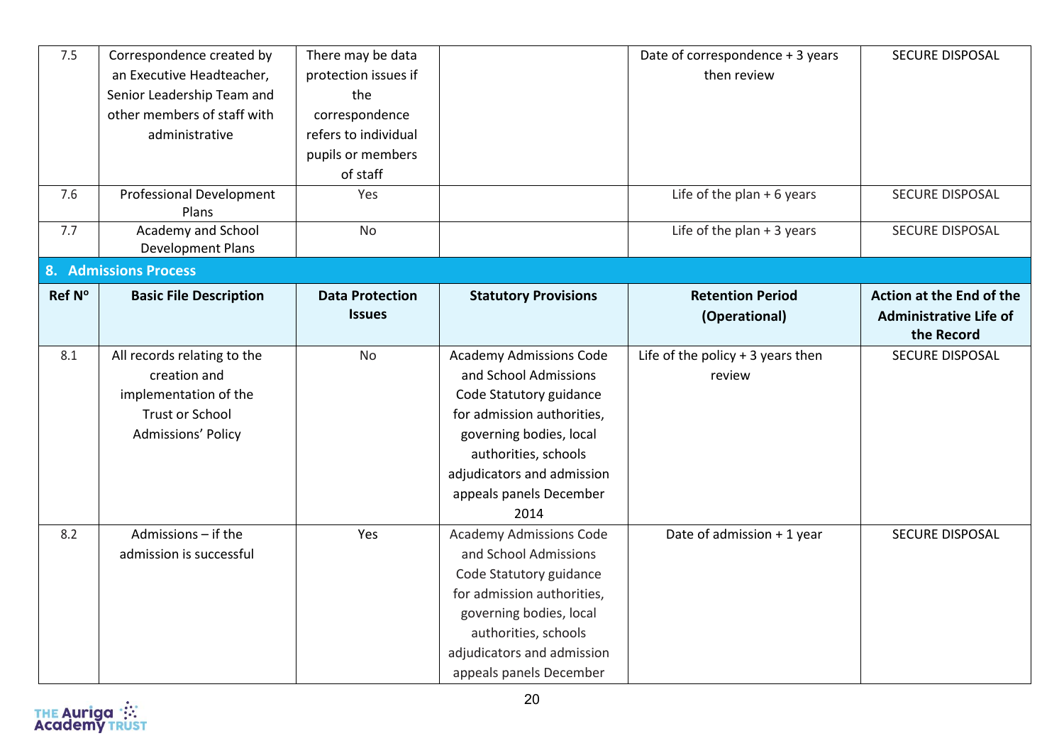| 7.5 | Correspondence created by an Executive Headteacher, Senior Leadership Team and other members of staff with administrative | There may be data protection issues if the correspondence refers to individual pupils or members of staff | | Date of correspondence + 3 years then review | SECURE DISPOSAL |
|---|---|---|---|---|---|
| 7.6 | Professional Development Plans | Yes | | Life of the plan + 6 years | SECURE DISPOSAL |
| 7.7 | Academy and School Development Plans | No | | Life of the plan + 3 years | SECURE DISPOSAL |

## 8. Admissions Process

| Ref Nº | Basic File Description | Data Protection Issues | Statutory Provisions | Retention Period (Operational) | Action at the End of the Administrative Life of the Record |
|---|---|---|---|---|---|
| 8.1 | All records relating to the creation and implementation of the Trust or School Admissions' Policy | No | Academy Admissions Code and School Admissions Code Statutory guidance for admission authorities, governing bodies, local authorities, schools adjudicators and admission appeals panels December 2014 | Life of the policy + 3 years then review | SECURE DISPOSAL |
| 8.2 | Admissions – if the admission is successful | Yes | Academy Admissions Code and School Admissions Code Statutory guidance for admission authorities, governing bodies, local authorities, schools adjudicators and admission appeals panels December | Date of admission + 1 year | SECURE DISPOSAL |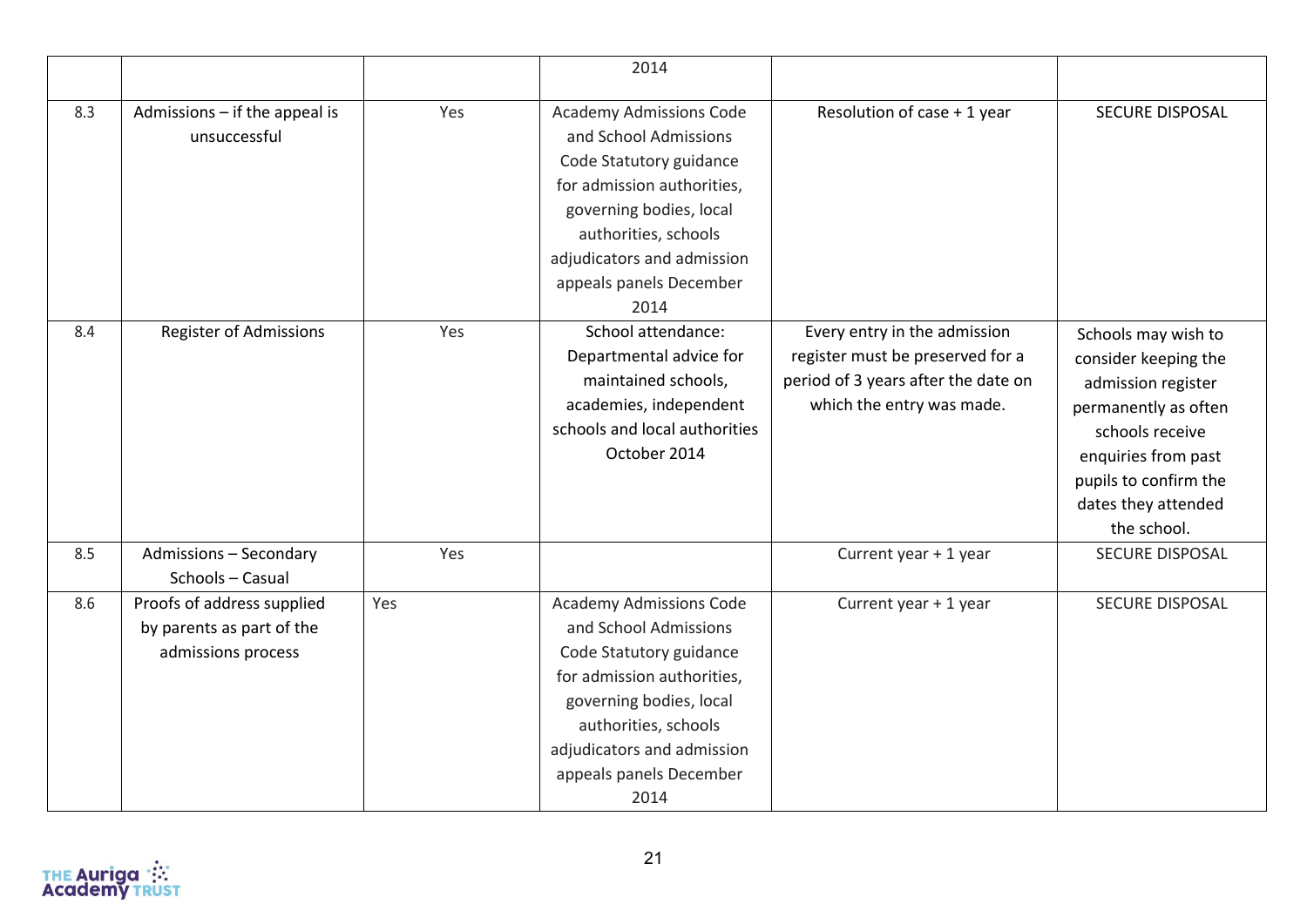|  |  |  | 2014 |  |  |
|---|---|---|---|---|---|
| 8.3 | Admissions – if the appeal is unsuccessful | Yes | Academy Admissions Code and School Admissions Code Statutory guidance for admission authorities, governing bodies, local authorities, schools adjudicators and admission appeals panels December 2014 | Resolution of case + 1 year | SECURE DISPOSAL |
| 8.4 | Register of Admissions | Yes | School attendance: Departmental advice for maintained schools, academies, independent schools and local authorities October 2014 | Every entry in the admission register must be preserved for a period of 3 years after the date on which the entry was made. | Schools may wish to consider keeping the admission register permanently as often schools receive enquiries from past pupils to confirm the dates they attended the school. |
| 8.5 | Admissions – Secondary Schools – Casual | Yes |  | Current year + 1 year | SECURE DISPOSAL |
| 8.6 | Proofs of address supplied by parents as part of the admissions process | Yes | Academy Admissions Code and School Admissions Code Statutory guidance for admission authorities, governing bodies, local authorities, schools adjudicators and admission appeals panels December 2014 | Current year + 1 year | SECURE DISPOSAL |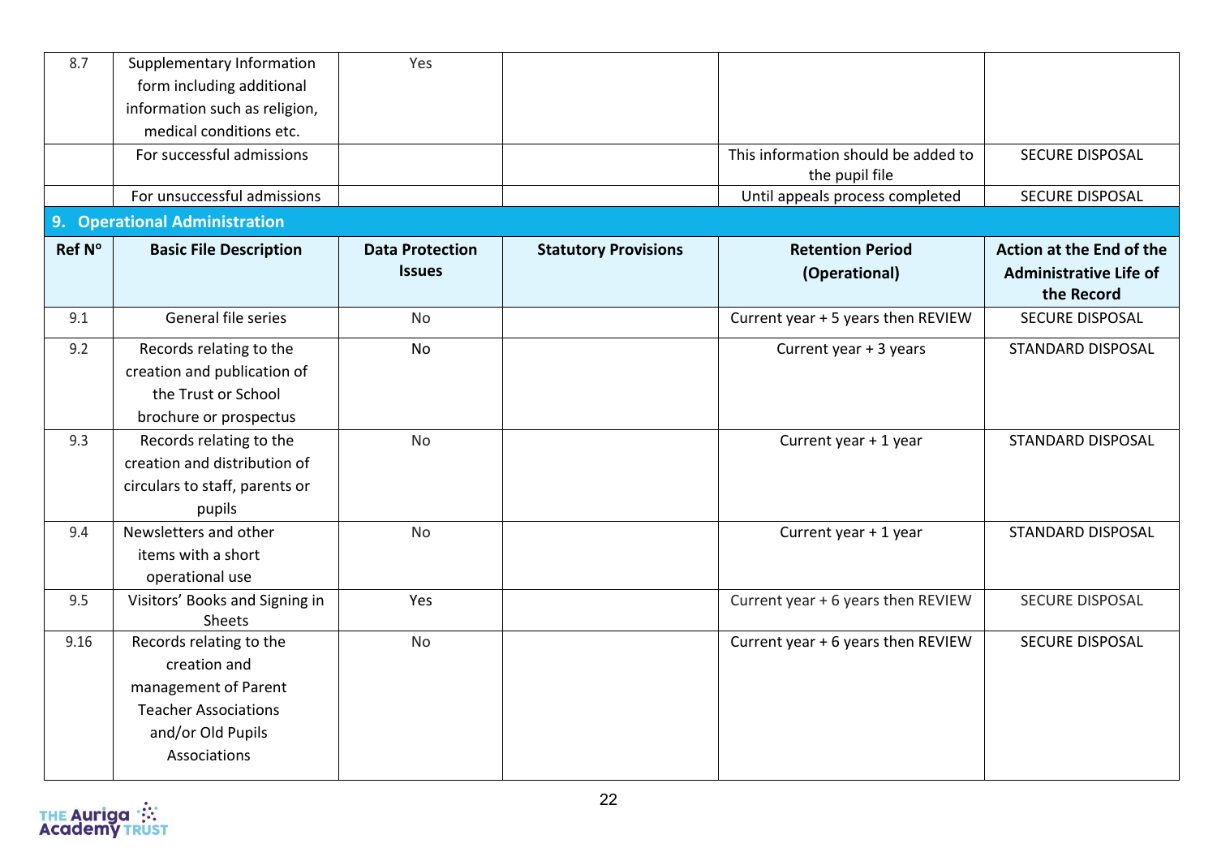| 8.7 | Supplementary Information form including additional information such as religion, medical conditions etc. | Yes | | | |
|---|---|---|---|---|---|
| | For successful admissions | | | This information should be added to the pupil file | SECURE DISPOSAL |
| | For unsuccessful admissions | | | Until appeals process completed | SECURE DISPOSAL |

## 9. Operational Administration

| Ref Nº | Basic File Description | Data Protection Issues | Statutory Provisions | Retention Period (Operational) | Action at the End of the Administrative Life of the Record |
|---|---|---|---|---|---|
| 9.1 | General file series | No | | Current year + 5 years then REVIEW | SECURE DISPOSAL |
| 9.2 | Records relating to the creation and publication of the Trust or School brochure or prospectus | No | | Current year + 3 years | STANDARD DISPOSAL |
| 9.3 | Records relating to the creation and distribution of circulars to staff, parents or pupils | No | | Current year + 1 year | STANDARD DISPOSAL |
| 9.4 | Newsletters and other items with a short operational use | No | | Current year + 1 year | STANDARD DISPOSAL |
| 9.5 | Visitors' Books and Signing in Sheets | Yes | | Current year + 6 years then REVIEW | SECURE DISPOSAL |
| 9.16 | Records relating to the creation and management of Parent Teacher Associations and/or Old Pupils Associations | No | | Current year + 6 years then REVIEW | SECURE DISPOSAL |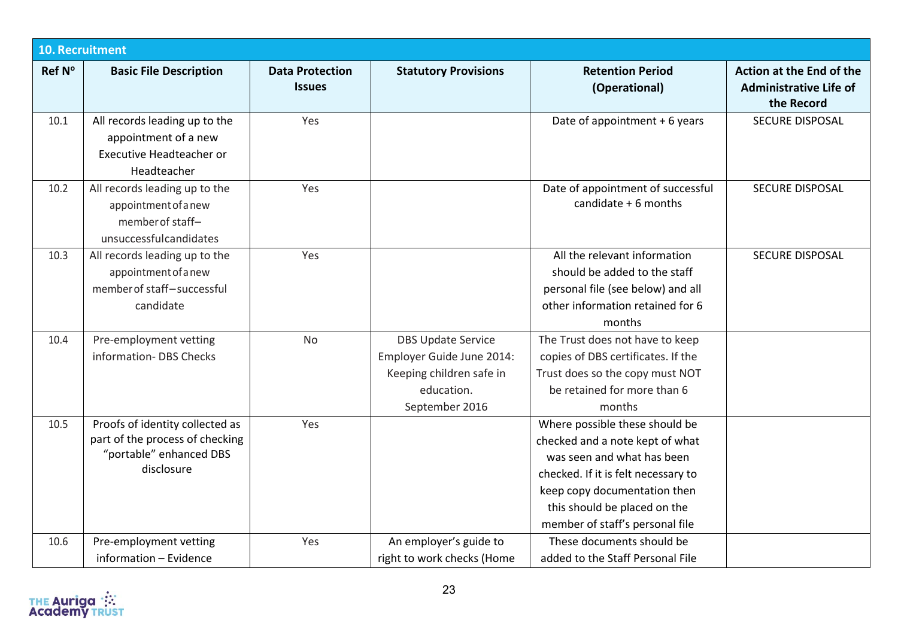| 10. Recruitment | | | | | |
|---|---|---|---|---|---|
| **Ref N°** | **Basic File Description** | **Data Protection Issues** | **Statutory Provisions** | **Retention Period (Operational)** | **Action at the End of the Administrative Life of the Record** |
| 10.1 | All records leading up to the appointment of a new Executive Headteacher or Headteacher | Yes | | Date of appointment + 6 years | SECURE DISPOSAL |
| 10.2 | All records leading up to the appointment of a new member of staff– unsuccessful candidates | Yes | | Date of appointment of successful candidate + 6 months | SECURE DISPOSAL |
| 10.3 | All records leading up to the appointment of a new member of staff–successful candidate | Yes | | All the relevant information should be added to the staff personal file (see below) and all other information retained for 6 months | SECURE DISPOSAL |
| 10.4 | Pre-employment vetting information- DBS Checks | No | DBS Update Service Employer Guide June 2014: Keeping children safe in education. September 2016 | The Trust does not have to keep copies of DBS certificates. If the Trust does so the copy must NOT be retained for more than 6 months | |
| 10.5 | Proofs of identity collected as part of the process of checking “portable” enhanced DBS disclosure | Yes | | Where possible these should be checked and a note kept of what was seen and what has been checked. If it is felt necessary to keep copy documentation then this should be placed on the member of staff’s personal file | |
| 10.6 | Pre-employment vetting information – Evidence | Yes | An employer’s guide to right to work checks (Home | These documents should be added to the Staff Personal File | |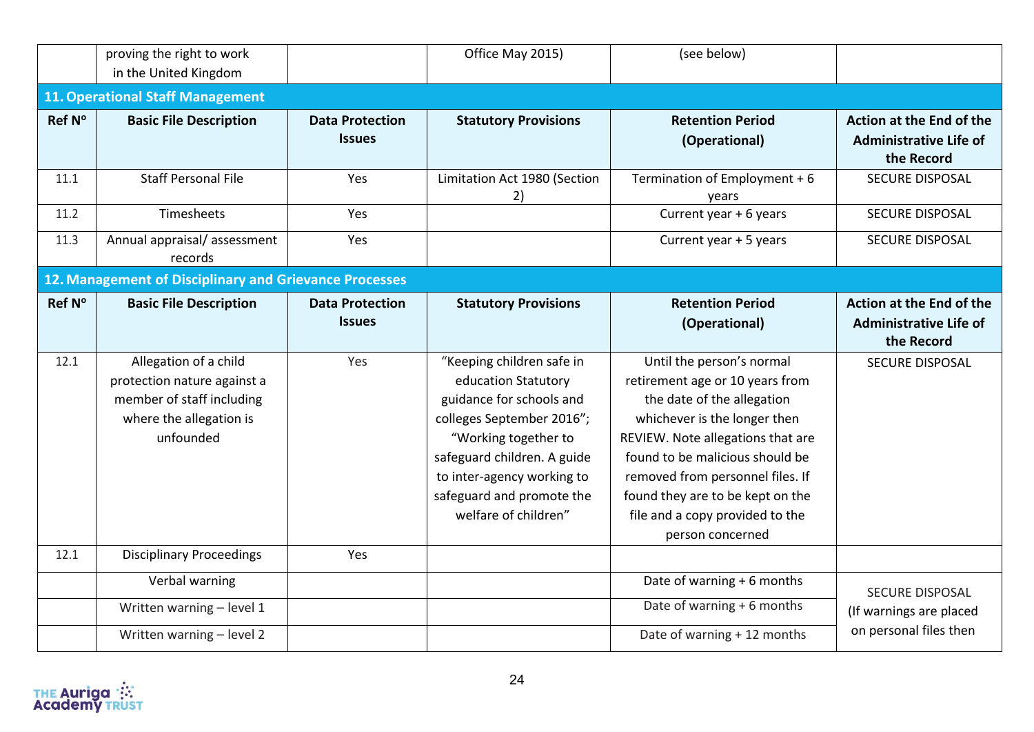| | proving the right to work in the United Kingdom | | Office May 2015) | (see below) | |
|---|---|---|---|---|---|

## 11. Operational Staff Management

| Ref N° | Basic File Description | Data Protection Issues | Statutory Provisions | Retention Period (Operational) | Action at the End of the Administrative Life of the Record |
|---|---|---|---|---|---|
| 11.1 | Staff Personal File | Yes | Limitation Act 1980 (Section 2) | Termination of Employment + 6 years | SECURE DISPOSAL |
| 11.2 | Timesheets | Yes | | Current year + 6 years | SECURE DISPOSAL |
| 11.3 | Annual appraisal/ assessment records | Yes | | Current year + 5 years | SECURE DISPOSAL |

## 12. Management of Disciplinary and Grievance Processes

| Ref N° | Basic File Description | Data Protection Issues | Statutory Provisions | Retention Period (Operational) | Action at the End of the Administrative Life of the Record |
|---|---|---|---|---|---|
| 12.1 | Allegation of a child protection nature against a member of staff including where the allegation is unfounded | Yes | "Keeping children safe in education Statutory guidance for schools and colleges September 2016"; "Working together to safeguard children. A guide to inter-agency working to safeguard and promote the welfare of children" | Until the person's normal retirement age or 10 years from the date of the allegation whichever is the longer then REVIEW. Note allegations that are found to be malicious should be removed from personnel files. If found they are to be kept on the file and a copy provided to the person concerned | SECURE DISPOSAL |
| 12.1 | Disciplinary Proceedings | Yes | | | |
| | Verbal warning | | | Date of warning + 6 months | SECURE DISPOSAL (If warnings are placed on personal files then |
| | Written warning – level 1 | | | Date of warning + 6 months | |
| | Written warning – level 2 | | | Date of warning + 12 months | |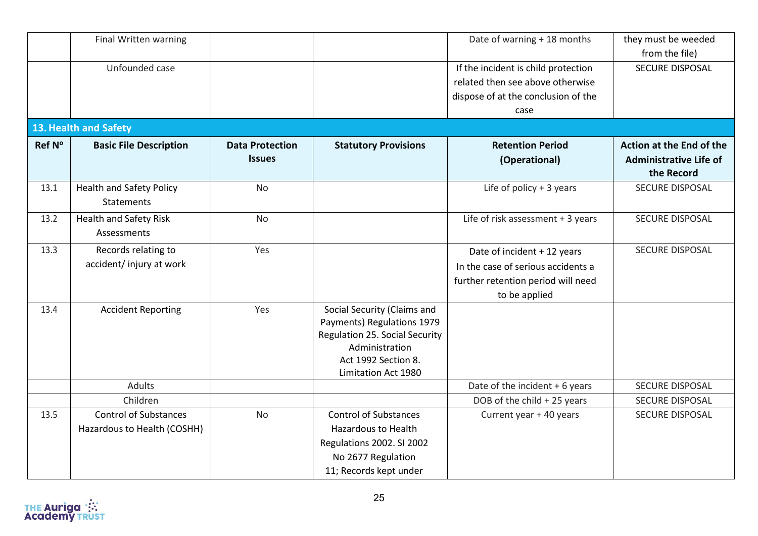| | Final Written warning | | | Date of warning + 18 months | they must be weeded from the file) |
|---|---|---|---|---|---|
| | Unfounded case | | | If the incident is child protection related then see above otherwise dispose of at the conclusion of the case | SECURE DISPOSAL |

## 13. Health and Safety

| Ref Nº | Basic File Description | Data Protection Issues | Statutory Provisions | Retention Period (Operational) | Action at the End of the Administrative Life of the Record |
|---|---|---|---|---|---|
| 13.1 | Health and Safety Policy Statements | No | | Life of policy + 3 years | SECURE DISPOSAL |
| 13.2 | Health and Safety Risk Assessments | No | | Life of risk assessment + 3 years | SECURE DISPOSAL |
| 13.3 | Records relating to accident/ injury at work | Yes | | Date of incident + 12 years<br>In the case of serious accidents a further retention period will need to be applied | SECURE DISPOSAL |
| 13.4 | Accident Reporting | Yes | Social Security (Claims and Payments) Regulations 1979 Regulation 25. Social Security Administration Act 1992 Section 8. Limitation Act 1980 | | |
| | Adults | | | Date of the incident + 6 years | SECURE DISPOSAL |
| | Children | | | DOB of the child + 25 years | SECURE DISPOSAL |
| 13.5 | Control of Substances Hazardous to Health (COSHH) | No | Control of Substances Hazardous to Health Regulations 2002. SI 2002 No 2677 Regulation 11; Records kept under | Current year + 40 years | SECURE DISPOSAL |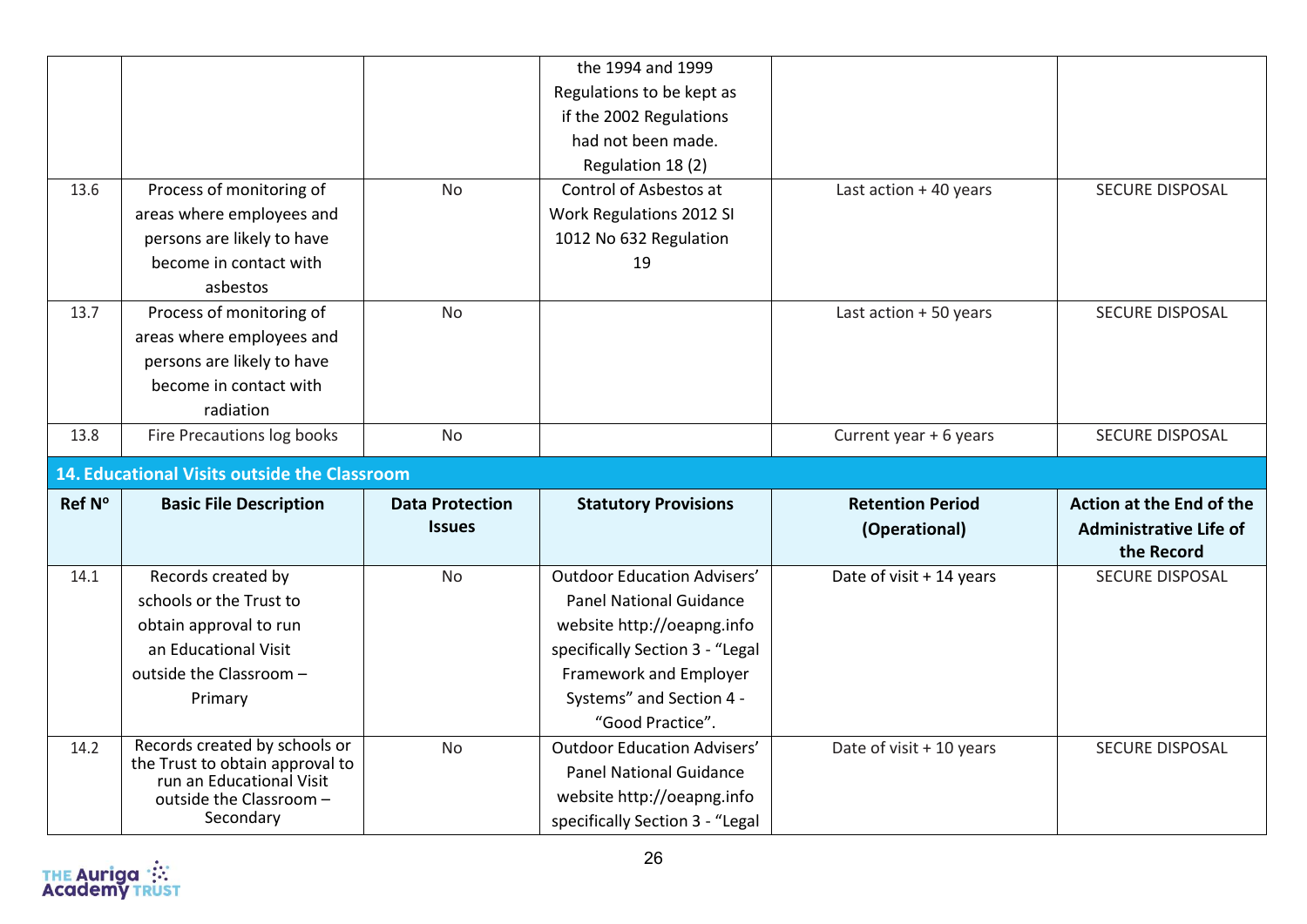| | | | the 1994 and 1999 Regulations to be kept as if the 2002 Regulations had not been made. Regulation 18 (2) | | |
|---|---|---|---|---|---|
| 13.6 | Process of monitoring of areas where employees and persons are likely to have become in contact with asbestos | No | Control of Asbestos at Work Regulations 2012 SI 1012 No 632 Regulation 19 | Last action + 40 years | SECURE DISPOSAL |
| 13.7 | Process of monitoring of areas where employees and persons are likely to have become in contact with radiation | No | | Last action + 50 years | SECURE DISPOSAL |
| 13.8 | Fire Precautions log books | No | | Current year + 6 years | SECURE DISPOSAL |

**14. Educational Visits outside the Classroom**

| Ref Nº | Basic File Description | Data Protection Issues | Statutory Provisions | Retention Period (Operational) | Action at the End of the Administrative Life of the Record |
|---|---|---|---|---|---|
| 14.1 | Records created by schools or the Trust to obtain approval to run an Educational Visit outside the Classroom – Primary | No | Outdoor Education Advisers' Panel National Guidance website http://oeapng.info specifically Section 3 - "Legal Framework and Employer Systems" and Section 4 - "Good Practice". | Date of visit + 14 years | SECURE DISPOSAL |
| 14.2 | Records created by schools or the Trust to obtain approval to run an Educational Visit outside the Classroom – Secondary | No | Outdoor Education Advisers' Panel National Guidance website http://oeapng.info specifically Section 3 - "Legal | Date of visit + 10 years | SECURE DISPOSAL |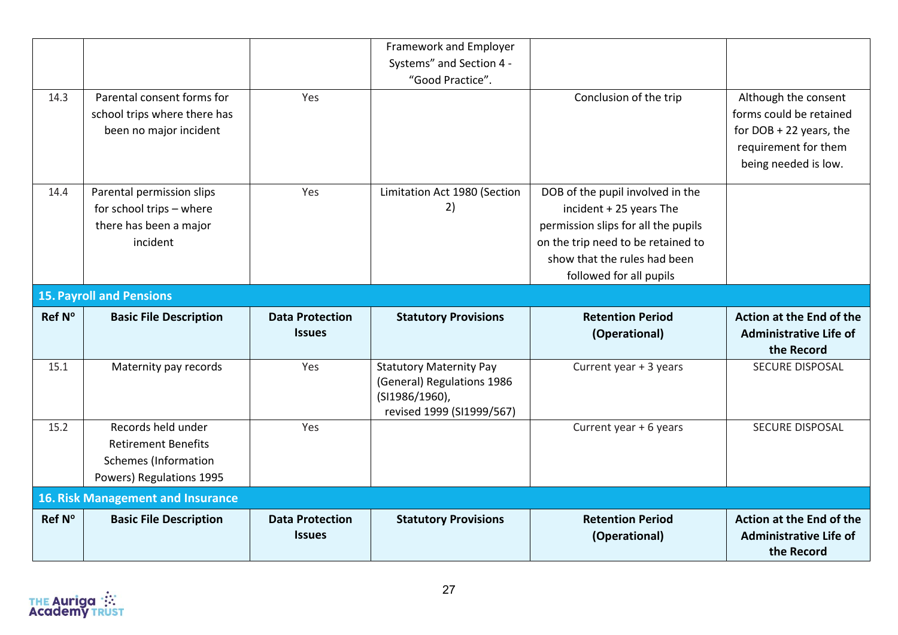| | | | Framework and Employer Systems" and Section 4 - "Good Practice". | | |
|---|---|---|---|---|---|
| 14.3 | Parental consent forms for school trips where there has been no major incident | Yes | | Conclusion of the trip | Although the consent forms could be retained for DOB + 22 years, the requirement for them being needed is low. |
| 14.4 | Parental permission slips for school trips – where there has been a major incident | Yes | Limitation Act 1980 (Section 2) | DOB of the pupil involved in the incident + 25 years The permission slips for all the pupils on the trip need to be retained to show that the rules had been followed for all pupils | |

## 15. Payroll and Pensions

| Ref Nº | Basic File Description | Data Protection Issues | Statutory Provisions | Retention Period (Operational) | Action at the End of the Administrative Life of the Record |
|---|---|---|---|---|---|
| 15.1 | Maternity pay records | Yes | Statutory Maternity Pay (General) Regulations 1986 (SI1986/1960), revised 1999 (SI1999/567) | Current year + 3 years | SECURE DISPOSAL |
| 15.2 | Records held under Retirement Benefits Schemes (Information Powers) Regulations 1995 | Yes | | Current year + 6 years | SECURE DISPOSAL |

## 16. Risk Management and Insurance

| Ref Nº | Basic File Description | Data Protection Issues | Statutory Provisions | Retention Period (Operational) | Action at the End of the Administrative Life of the Record |
|---|---|---|---|---|---|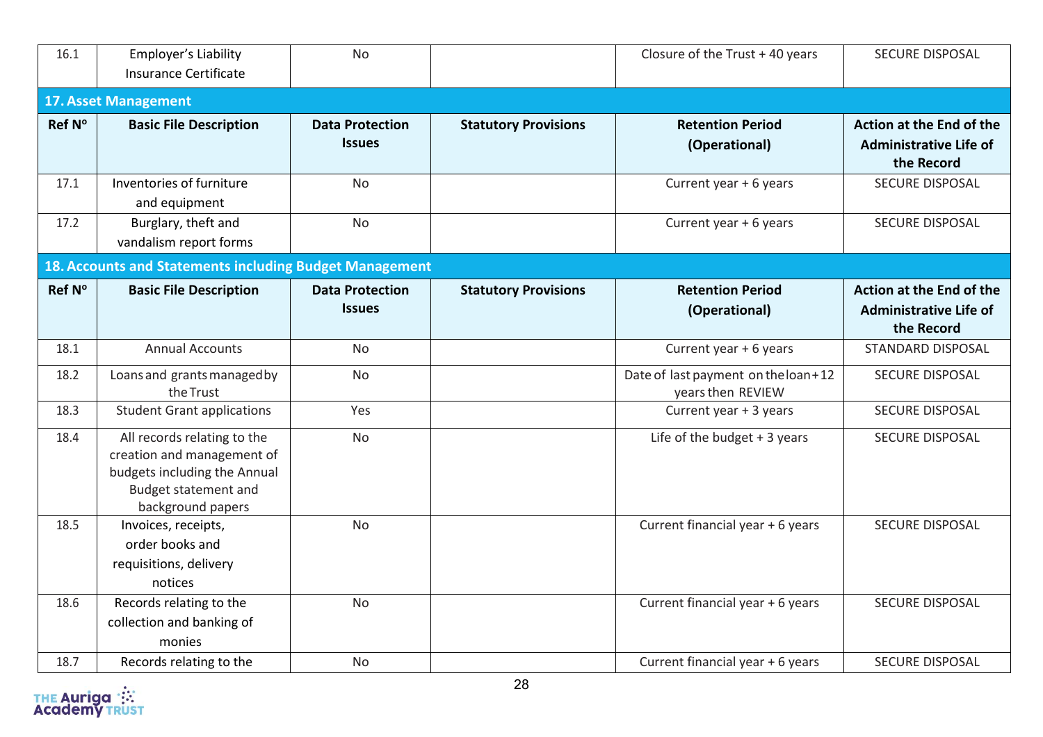| 16.1 | Employer's Liability Insurance Certificate | No | | Closure of the Trust + 40 years | SECURE DISPOSAL |
|---|---|---|---|---|---|

**17. Asset Management**

| Ref Nº | Basic File Description | Data Protection Issues | Statutory Provisions | Retention Period (Operational) | Action at the End of the Administrative Life of the Record |
|---|---|---|---|---|---|
| 17.1 | Inventories of furniture and equipment | No | | Current year + 6 years | SECURE DISPOSAL |
| 17.2 | Burglary, theft and vandalism report forms | No | | Current year + 6 years | SECURE DISPOSAL |

**18. Accounts and Statements including Budget Management**

| Ref Nº | Basic File Description | Data Protection Issues | Statutory Provisions | Retention Period (Operational) | Action at the End of the Administrative Life of the Record |
|---|---|---|---|---|---|
| 18.1 | Annual Accounts | No | | Current year + 6 years | STANDARD DISPOSAL |
| 18.2 | Loans and grants managed by the Trust | No | | Date of last payment on the loan + 12 years then REVIEW | SECURE DISPOSAL |
| 18.3 | Student Grant applications | Yes | | Current year + 3 years | SECURE DISPOSAL |
| 18.4 | All records relating to the creation and management of budgets including the Annual Budget statement and background papers | No | | Life of the budget + 3 years | SECURE DISPOSAL |
| 18.5 | Invoices, receipts, order books and requisitions, delivery notices | No | | Current financial year + 6 years | SECURE DISPOSAL |
| 18.6 | Records relating to the collection and banking of monies | No | | Current financial year + 6 years | SECURE DISPOSAL |
| 18.7 | Records relating to the | No | | Current financial year + 6 years | SECURE DISPOSAL |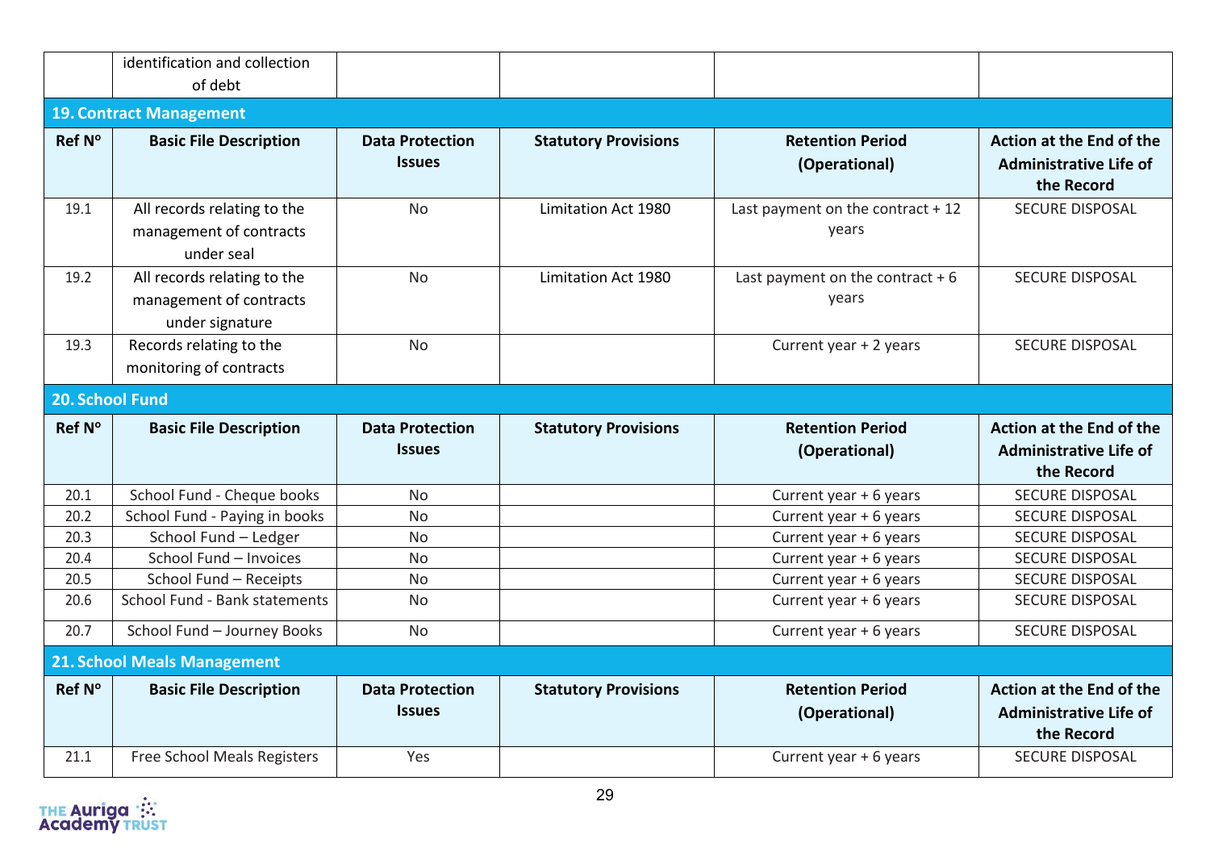| | identification and collection of debt | | | | |
|---|---|---|---|---|---|

## 19. Contract Management

| Ref Nº | Basic File Description | Data Protection Issues | Statutory Provisions | Retention Period (Operational) | Action at the End of the Administrative Life of the Record |
|---|---|---|---|---|---|
| 19.1 | All records relating to the management of contracts under seal | No | Limitation Act 1980 | Last payment on the contract + 12 years | SECURE DISPOSAL |
| 19.2 | All records relating to the management of contracts under signature | No | Limitation Act 1980 | Last payment on the contract + 6 years | SECURE DISPOSAL |
| 19.3 | Records relating to the monitoring of contracts | No | | Current year + 2 years | SECURE DISPOSAL |

## 20. School Fund

| Ref Nº | Basic File Description | Data Protection Issues | Statutory Provisions | Retention Period (Operational) | Action at the End of the Administrative Life of the Record |
|---|---|---|---|---|---|
| 20.1 | School Fund - Cheque books | No | | Current year + 6 years | SECURE DISPOSAL |
| 20.2 | School Fund - Paying in books | No | | Current year + 6 years | SECURE DISPOSAL |
| 20.3 | School Fund – Ledger | No | | Current year + 6 years | SECURE DISPOSAL |
| 20.4 | School Fund – Invoices | No | | Current year + 6 years | SECURE DISPOSAL |
| 20.5 | School Fund – Receipts | No | | Current year + 6 years | SECURE DISPOSAL |
| 20.6 | School Fund - Bank statements | No | | Current year + 6 years | SECURE DISPOSAL |
| 20.7 | School Fund – Journey Books | No | | Current year + 6 years | SECURE DISPOSAL |

## 21. School Meals Management

| Ref Nº | Basic File Description | Data Protection Issues | Statutory Provisions | Retention Period (Operational) | Action at the End of the Administrative Life of the Record |
|---|---|---|---|---|---|
| 21.1 | Free School Meals Registers | Yes | | Current year + 6 years | SECURE DISPOSAL |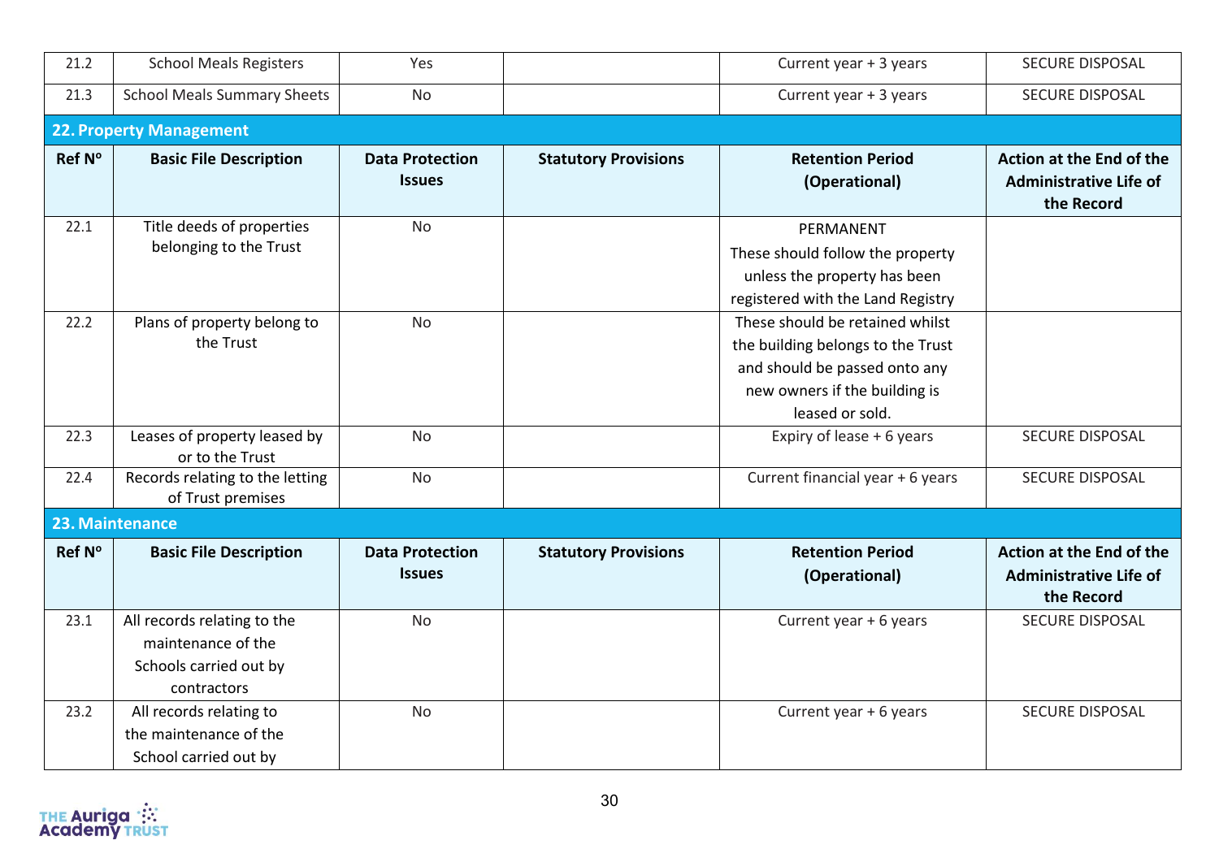| | | | | | |
|---|---|---|---|---|---|
| 21.2 | School Meals Registers | Yes | | Current year + 3 years | SECURE DISPOSAL |
| 21.3 | School Meals Summary Sheets | No | | Current year + 3 years | SECURE DISPOSAL |

## 22. Property Management

| Ref Nº | Basic File Description | Data Protection Issues | Statutory Provisions | Retention Period (Operational) | Action at the End of the Administrative Life of the Record |
|---|---|---|---|---|---|
| 22.1 | Title deeds of properties belonging to the Trust | No | | PERMANENT These should follow the property unless the property has been registered with the Land Registry | |
| 22.2 | Plans of property belong to the Trust | No | | These should be retained whilst the building belongs to the Trust and should be passed onto any new owners if the building is leased or sold. | |
| 22.3 | Leases of property leased by or to the Trust | No | | Expiry of lease + 6 years | SECURE DISPOSAL |
| 22.4 | Records relating to the letting of Trust premises | No | | Current financial year + 6 years | SECURE DISPOSAL |

## 23. Maintenance

| Ref Nº | Basic File Description | Data Protection Issues | Statutory Provisions | Retention Period (Operational) | Action at the End of the Administrative Life of the Record |
|---|---|---|---|---|---|
| 23.1 | All records relating to the maintenance of the Schools carried out by contractors | No | | Current year + 6 years | SECURE DISPOSAL |
| 23.2 | All records relating to the maintenance of the School carried out by | No | | Current year + 6 years | SECURE DISPOSAL |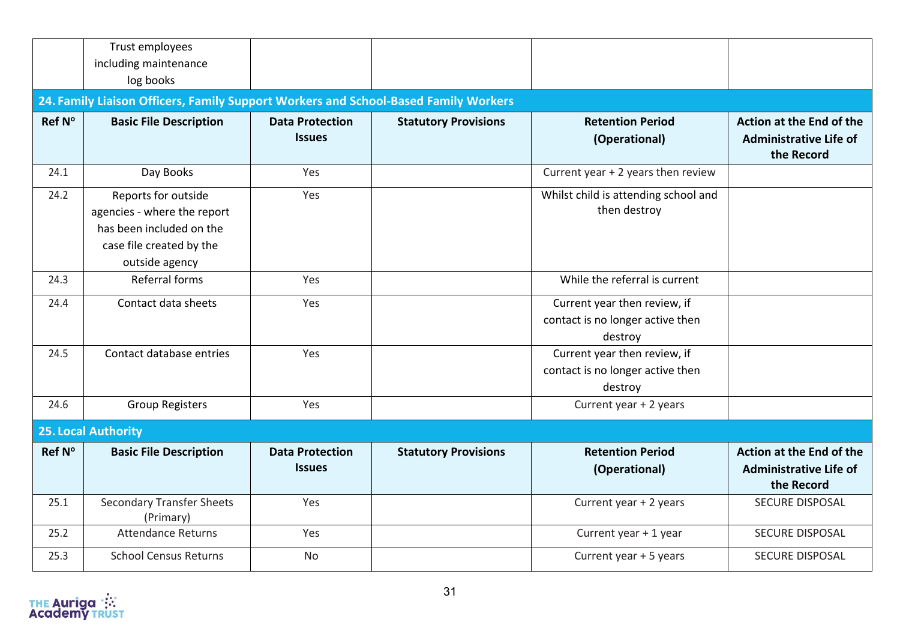| | Trust employees including maintenance log books | | | | |
|---|---|---|---|---|---|

## 24. Family Liaison Officers, Family Support Workers and School-Based Family Workers

| Ref Nº | Basic File Description | Data Protection Issues | Statutory Provisions | Retention Period (Operational) | Action at the End of the Administrative Life of the Record |
|---|---|---|---|---|---|
| 24.1 | Day Books | Yes | | Current year + 2 years then review | |
| 24.2 | Reports for outside agencies - where the report has been included on the case file created by the outside agency | Yes | | Whilst child is attending school and then destroy | |
| 24.3 | Referral forms | Yes | | While the referral is current | |
| 24.4 | Contact data sheets | Yes | | Current year then review, if contact is no longer active then destroy | |
| 24.5 | Contact database entries | Yes | | Current year then review, if contact is no longer active then destroy | |
| 24.6 | Group Registers | Yes | | Current year + 2 years | |

## 25. Local Authority

| Ref Nº | Basic File Description | Data Protection Issues | Statutory Provisions | Retention Period (Operational) | Action at the End of the Administrative Life of the Record |
|---|---|---|---|---|---|
| 25.1 | Secondary Transfer Sheets (Primary) | Yes | | Current year + 2 years | SECURE DISPOSAL |
| 25.2 | Attendance Returns | Yes | | Current year + 1 year | SECURE DISPOSAL |
| 25.3 | School Census Returns | No | | Current year + 5 years | SECURE DISPOSAL |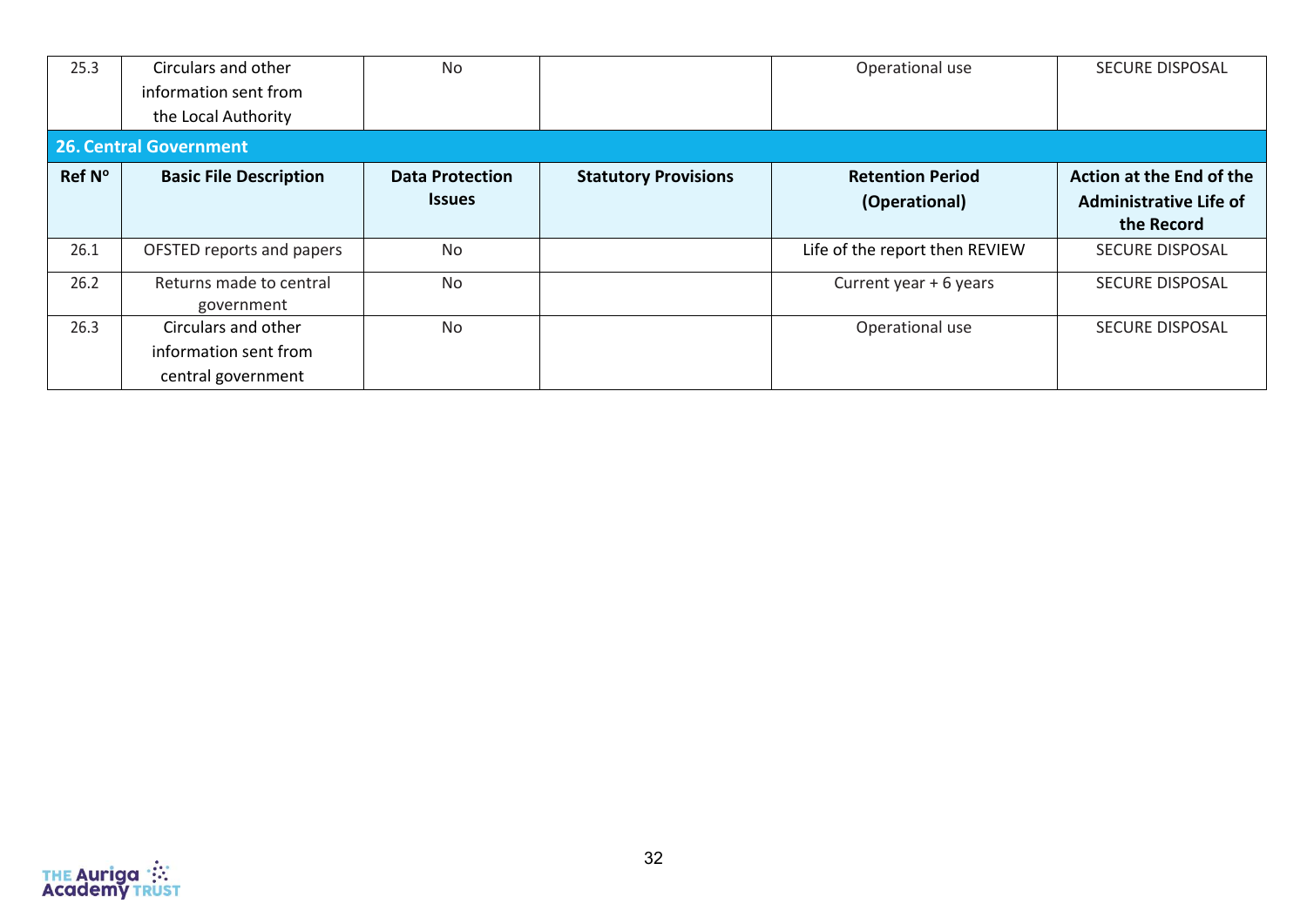| | | | | | |
|---|---|---|---|---|---|
| 25.3 | Circulars and other information sent from the Local Authority | No | | Operational use | SECURE DISPOSAL |

## 26. Central Government

| Ref Nº | Basic File Description | Data Protection Issues | Statutory Provisions | Retention Period (Operational) | Action at the End of the Administrative Life of the Record |
|---|---|---|---|---|---|
| 26.1 | OFSTED reports and papers | No | | Life of the report then REVIEW | SECURE DISPOSAL |
| 26.2 | Returns made to central government | No | | Current year + 6 years | SECURE DISPOSAL |
| 26.3 | Circulars and other information sent from central government | No | | Operational use | SECURE DISPOSAL |